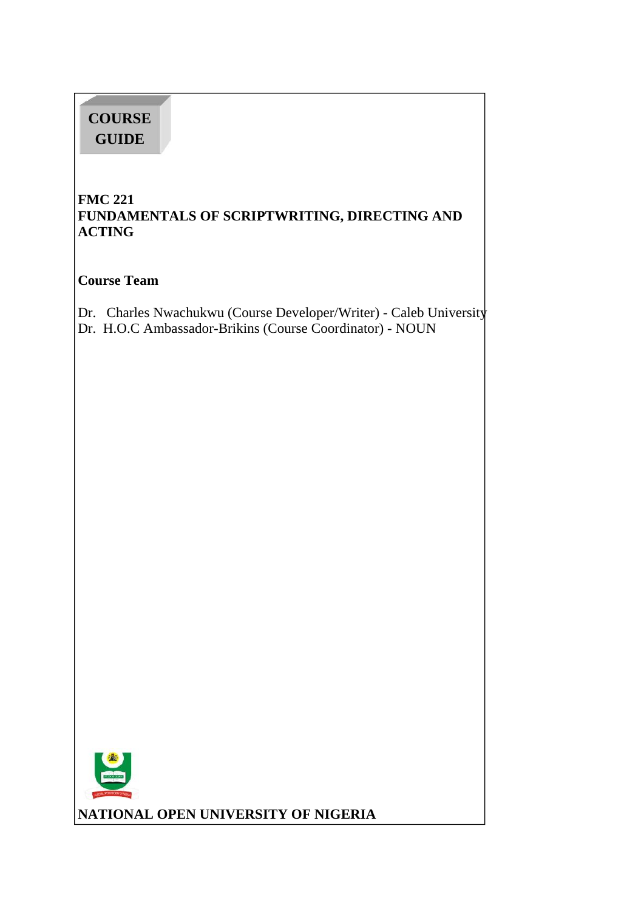# COURSE GUIDE

## FMC 221
## FUNDAMENTALS OF SCRIPTWRITING, DIRECTING AND ACTING

**Course Team**

Dr. Charles Nwachukwu (Course Developer/Writer) - Caleb University
Dr. H.O.C Ambassador-Brikins (Course Coordinator) - NOUN

**NATIONAL OPEN UNIVERSITY OF NIGERIA**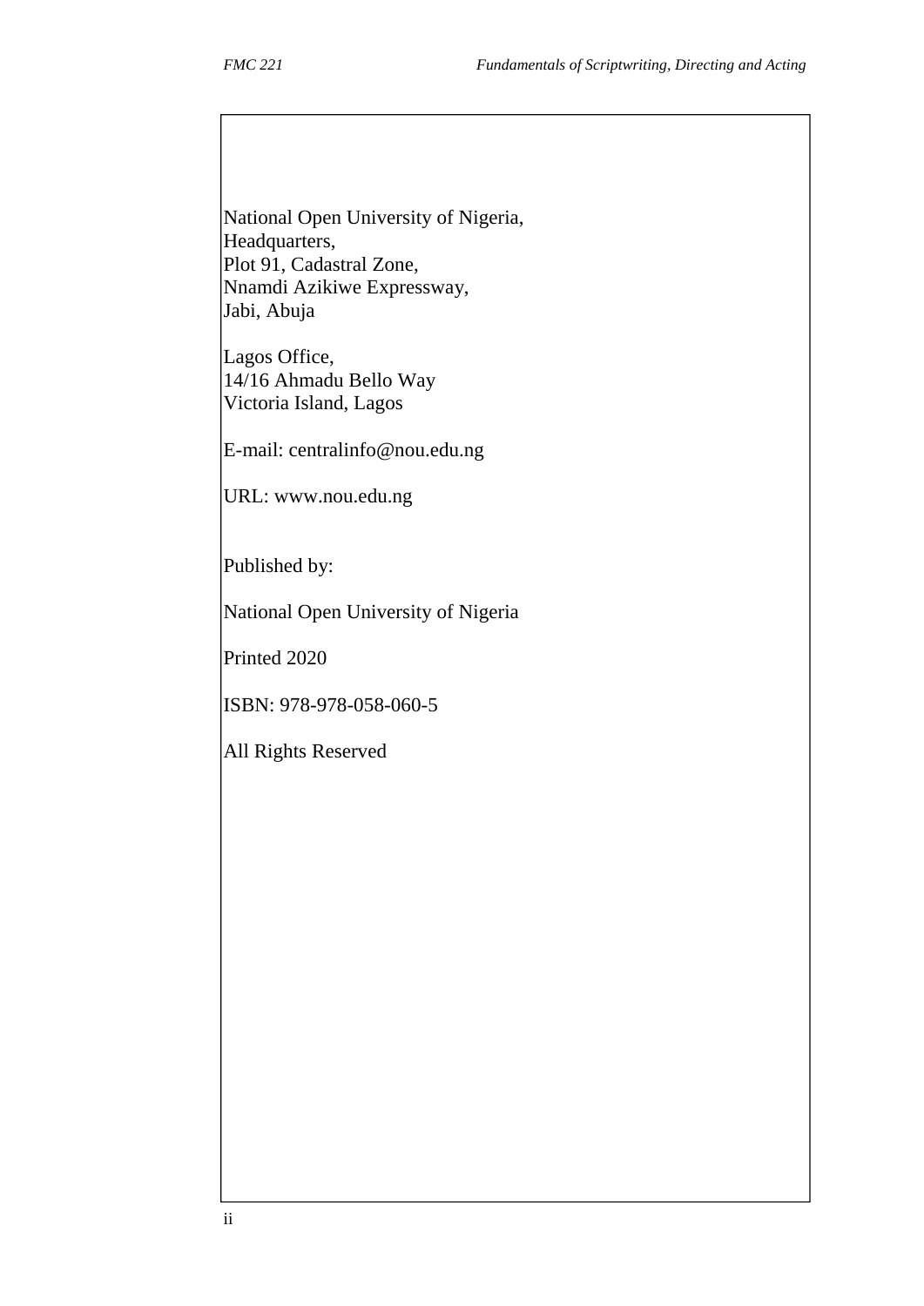National Open University of Nigeria,
Headquarters,
Plot 91, Cadastral Zone,
Nnamdi Azikiwe Expressway,
Jabi, Abuja

Lagos Office,
14/16 Ahmadu Bello Way
Victoria Island, Lagos

E-mail: centralinfo@nou.edu.ng

URL: www.nou.edu.ng

Published by:

National Open University of Nigeria

Printed 2020

ISBN: 978-978-058-060-5

All Rights Reserved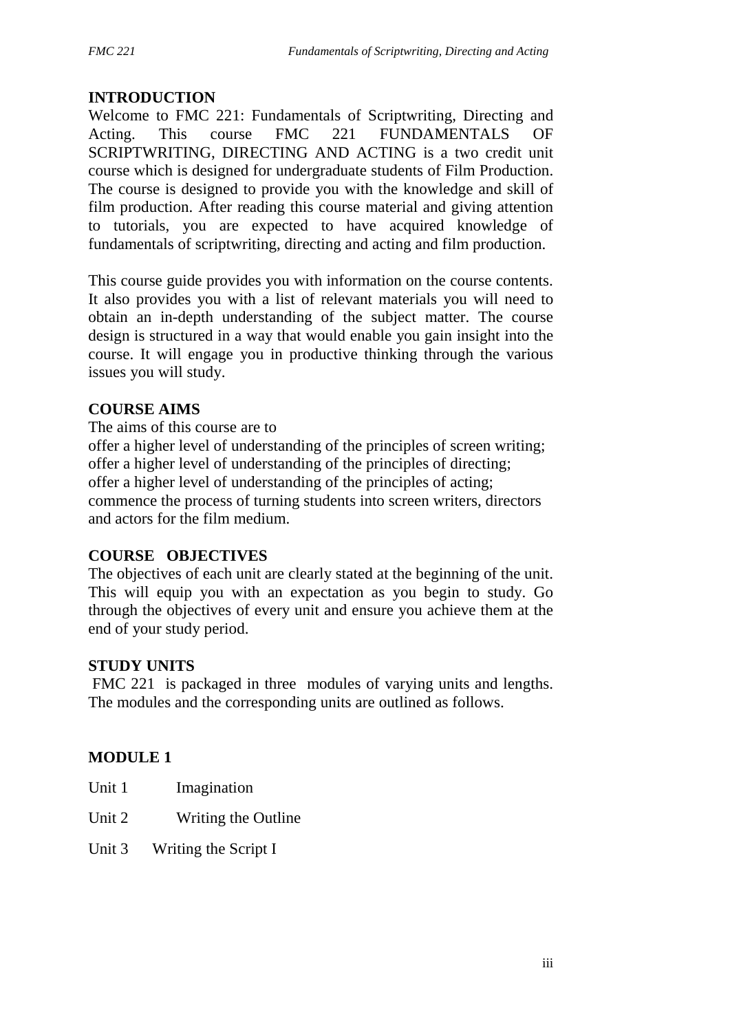## INTRODUCTION

Welcome to FMC 221: Fundamentals of Scriptwriting, Directing and Acting. This course FMC 221 FUNDAMENTALS OF SCRIPTWRITING, DIRECTING AND ACTING is a two credit unit course which is designed for undergraduate students of Film Production. The course is designed to provide you with the knowledge and skill of film production. After reading this course material and giving attention to tutorials, you are expected to have acquired knowledge of fundamentals of scriptwriting, directing and acting and film production.

This course guide provides you with information on the course contents. It also provides you with a list of relevant materials you will need to obtain an in-depth understanding of the subject matter. The course design is structured in a way that would enable you gain insight into the course. It will engage you in productive thinking through the various issues you will study.

## COURSE AIMS

The aims of this course are to

offer a higher level of understanding of the principles of screen writing;
offer a higher level of understanding of the principles of directing;
offer a higher level of understanding of the principles of acting;
commence the process of turning students into screen writers, directors and actors for the film medium.

## COURSE OBJECTIVES

The objectives of each unit are clearly stated at the beginning of the unit. This will equip you with an expectation as you begin to study. Go through the objectives of every unit and ensure you achieve them at the end of your study period.

## STUDY UNITS

FMC 221 is packaged in three modules of varying units and lengths. The modules and the corresponding units are outlined as follows.

### MODULE 1

Unit 1 Imagination

Unit 2 Writing the Outline

Unit 3 Writing the Script I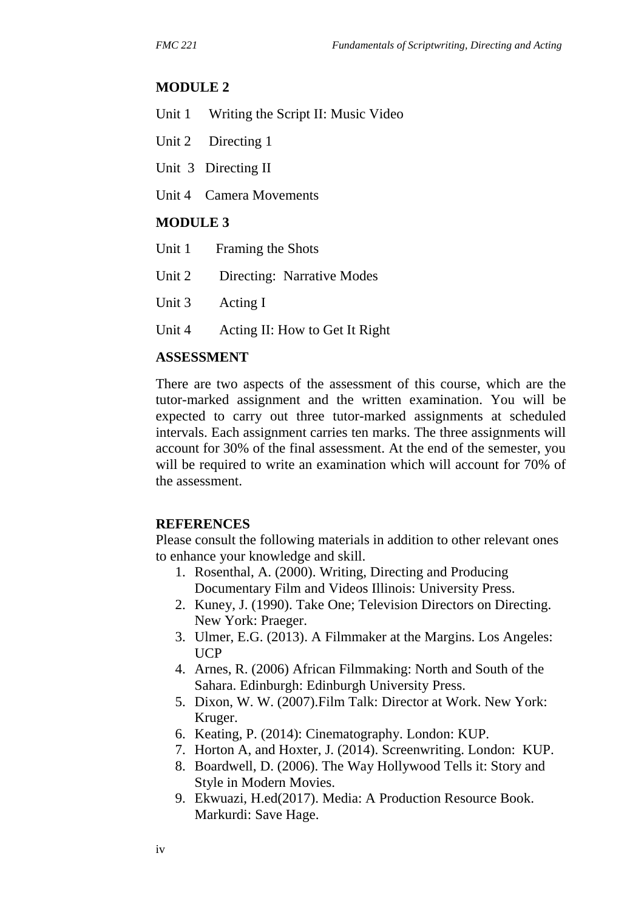## MODULE 2

Unit 1 Writing the Script II: Music Video

Unit 2 Directing 1

Unit 3 Directing II

Unit 4 Camera Movements

## MODULE 3

Unit 1 Framing the Shots

Unit 2 Directing: Narrative Modes

Unit 3 Acting I

Unit 4 Acting II: How to Get It Right

## ASSESSMENT

There are two aspects of the assessment of this course, which are the tutor-marked assignment and the written examination. You will be expected to carry out three tutor-marked assignments at scheduled intervals. Each assignment carries ten marks. The three assignments will account for 30% of the final assessment. At the end of the semester, you will be required to write an examination which will account for 70% of the assessment.

## REFERENCES

Please consult the following materials in addition to other relevant ones to enhance your knowledge and skill.

1. Rosenthal, A. (2000). Writing, Directing and Producing Documentary Film and Videos Illinois: University Press.
2. Kuney, J. (1990). Take One; Television Directors on Directing. New York: Praeger.
3. Ulmer, E.G. (2013). A Filmmaker at the Margins. Los Angeles: UCP
4. Arnes, R. (2006) African Filmmaking: North and South of the Sahara. Edinburgh: Edinburgh University Press.
5. Dixon, W. W. (2007).Film Talk: Director at Work. New York: Kruger.
6. Keating, P. (2014): Cinematography. London: KUP.
7. Horton A, and Hoxter, J. (2014). Screenwriting. London: KUP.
8. Boardwell, D. (2006). The Way Hollywood Tells it: Story and Style in Modern Movies.
9. Ekwuazi, H.ed(2017). Media: A Production Resource Book. Markurdi: Save Hage.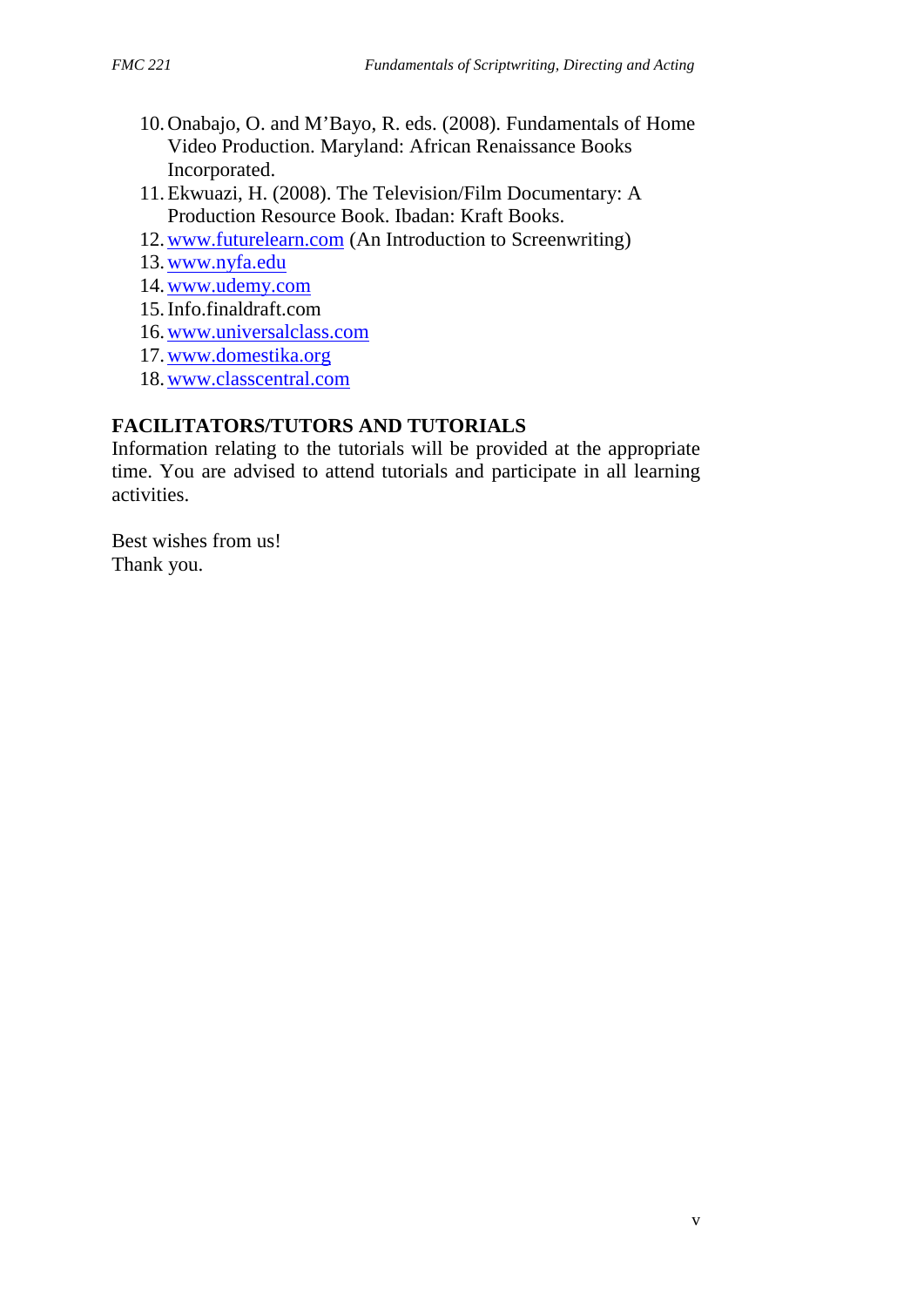10. Onabajo, O. and M'Bayo, R. eds. (2008). Fundamentals of Home Video Production. Maryland: African Renaissance Books Incorporated.
11. Ekwuazi, H. (2008). The Television/Film Documentary: A Production Resource Book. Ibadan: Kraft Books.
12. www.futurelearn.com (An Introduction to Screenwriting)
13. www.nyfa.edu
14. www.udemy.com
15. Info.finaldraft.com
16. www.universalclass.com
17. www.domestika.org
18. www.classcentral.com

## FACILITATORS/TUTORS AND TUTORIALS

Information relating to the tutorials will be provided at the appropriate time. You are advised to attend tutorials and participate in all learning activities.

Best wishes from us!
Thank you.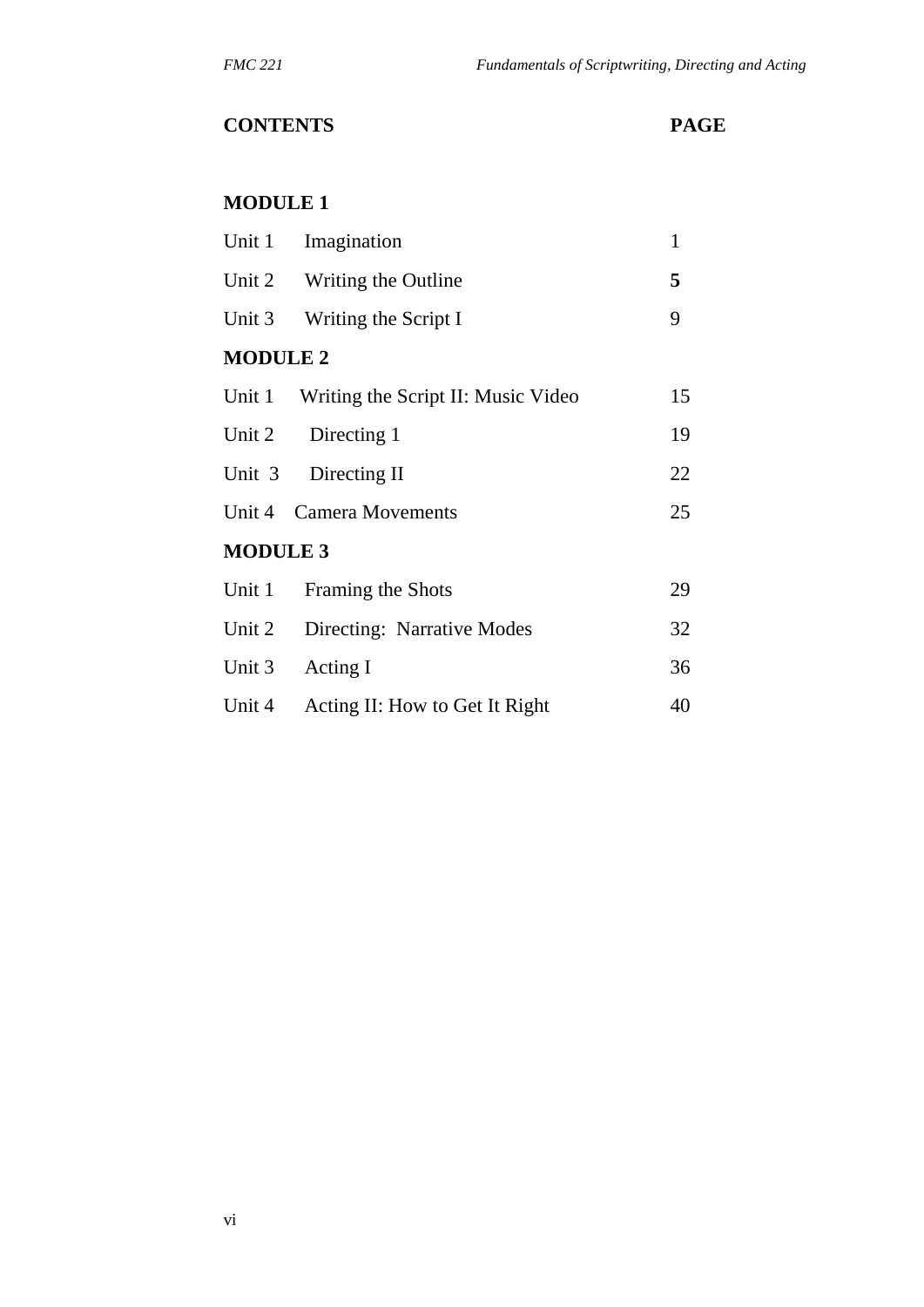| CONTENTS | PAGE |
|---|---|
| **MODULE 1** | |
| Unit 1 Imagination | 1 |
| Unit 2 Writing the Outline | **5** |
| Unit 3 Writing the Script I | 9 |
| **MODULE 2** | |
| Unit 1 Writing the Script II: Music Video | 15 |
| Unit 2 Directing 1 | 19 |
| Unit 3 Directing II | 22 |
| Unit 4 Camera Movements | 25 |
| **MODULE 3** | |
| Unit 1 Framing the Shots | 29 |
| Unit 2 Directing: Narrative Modes | 32 |
| Unit 3 Acting I | 36 |
| Unit 4 Acting II: How to Get It Right | 40 |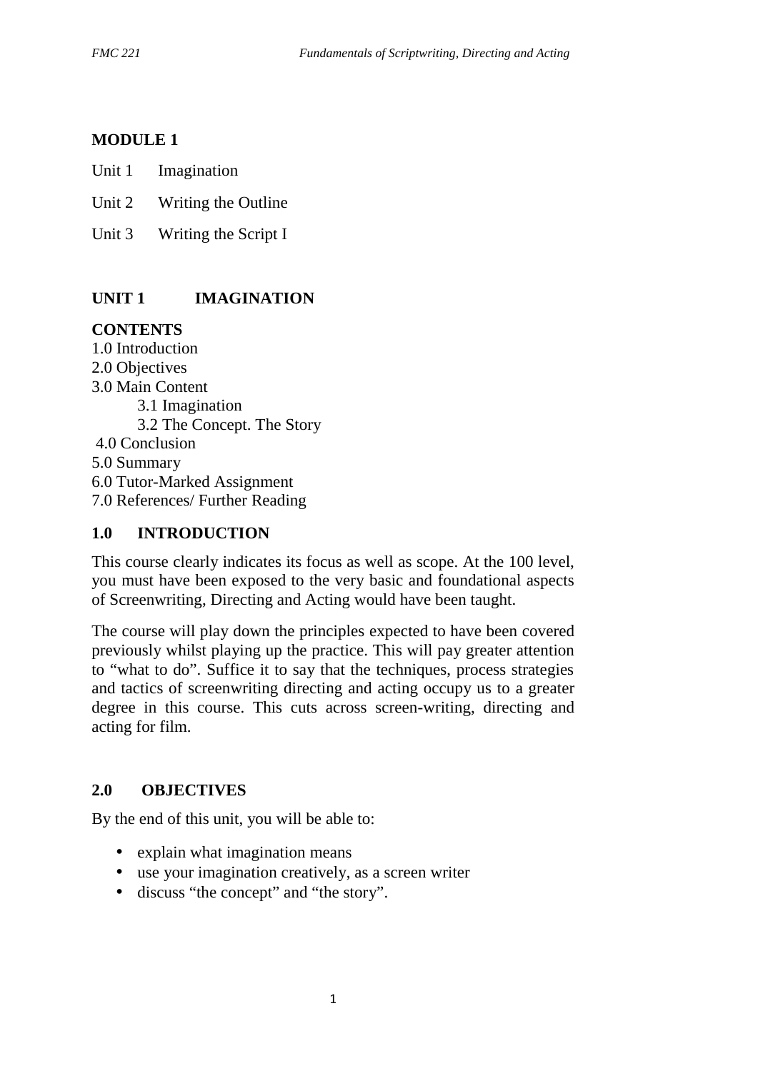## MODULE 1

Unit 1 Imagination

Unit 2 Writing the Outline

Unit 3 Writing the Script I

## UNIT 1 IMAGINATION

**CONTENTS**

1.0 Introduction
2.0 Objectives
3.0 Main Content
  3.1 Imagination
  3.2 The Concept. The Story
4.0 Conclusion
5.0 Summary
6.0 Tutor-Marked Assignment
7.0 References/ Further Reading

### 1.0 INTRODUCTION

This course clearly indicates its focus as well as scope. At the 100 level, you must have been exposed to the very basic and foundational aspects of Screenwriting, Directing and Acting would have been taught.

The course will play down the principles expected to have been covered previously whilst playing up the practice. This will pay greater attention to "what to do". Suffice it to say that the techniques, process strategies and tactics of screenwriting directing and acting occupy us to a greater degree in this course. This cuts across screen-writing, directing and acting for film.

### 2.0 OBJECTIVES

By the end of this unit, you will be able to:

- explain what imagination means
- use your imagination creatively, as a screen writer
- discuss "the concept" and "the story".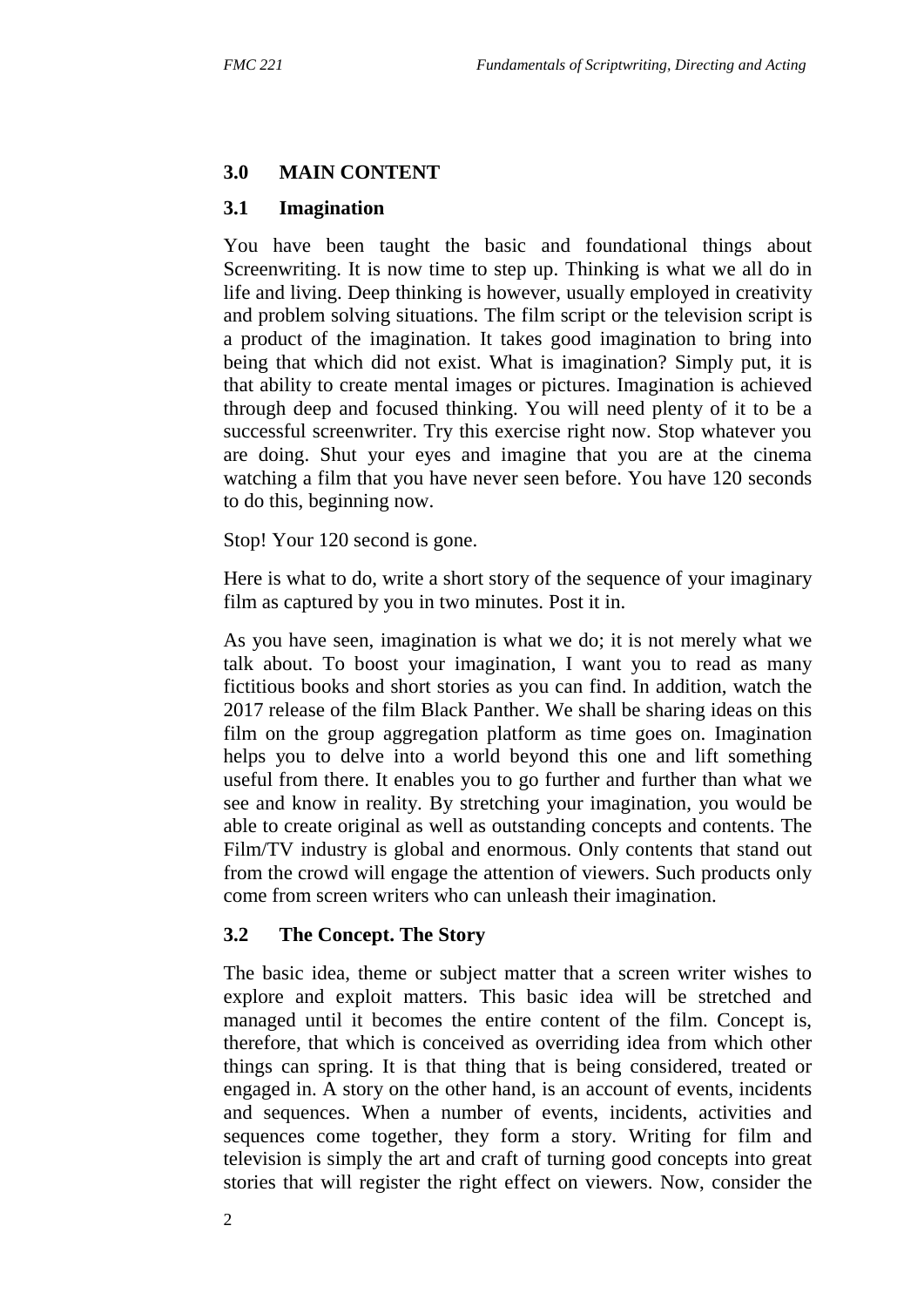## 3.0 MAIN CONTENT

### 3.1 Imagination

You have been taught the basic and foundational things about Screenwriting. It is now time to step up. Thinking is what we all do in life and living. Deep thinking is however, usually employed in creativity and problem solving situations. The film script or the television script is a product of the imagination. It takes good imagination to bring into being that which did not exist. What is imagination? Simply put, it is that ability to create mental images or pictures. Imagination is achieved through deep and focused thinking. You will need plenty of it to be a successful screenwriter. Try this exercise right now. Stop whatever you are doing. Shut your eyes and imagine that you are at the cinema watching a film that you have never seen before. You have 120 seconds to do this, beginning now.

Stop! Your 120 second is gone.

Here is what to do, write a short story of the sequence of your imaginary film as captured by you in two minutes. Post it in.

As you have seen, imagination is what we do; it is not merely what we talk about. To boost your imagination, I want you to read as many fictitious books and short stories as you can find. In addition, watch the 2017 release of the film Black Panther. We shall be sharing ideas on this film on the group aggregation platform as time goes on. Imagination helps you to delve into a world beyond this one and lift something useful from there. It enables you to go further and further than what we see and know in reality. By stretching your imagination, you would be able to create original as well as outstanding concepts and contents. The Film/TV industry is global and enormous. Only contents that stand out from the crowd will engage the attention of viewers. Such products only come from screen writers who can unleash their imagination.

### 3.2 The Concept. The Story

The basic idea, theme or subject matter that a screen writer wishes to explore and exploit matters. This basic idea will be stretched and managed until it becomes the entire content of the film. Concept is, therefore, that which is conceived as overriding idea from which other things can spring. It is that thing that is being considered, treated or engaged in. A story on the other hand, is an account of events, incidents and sequences. When a number of events, incidents, activities and sequences come together, they form a story. Writing for film and television is simply the art and craft of turning good concepts into great stories that will register the right effect on viewers. Now, consider the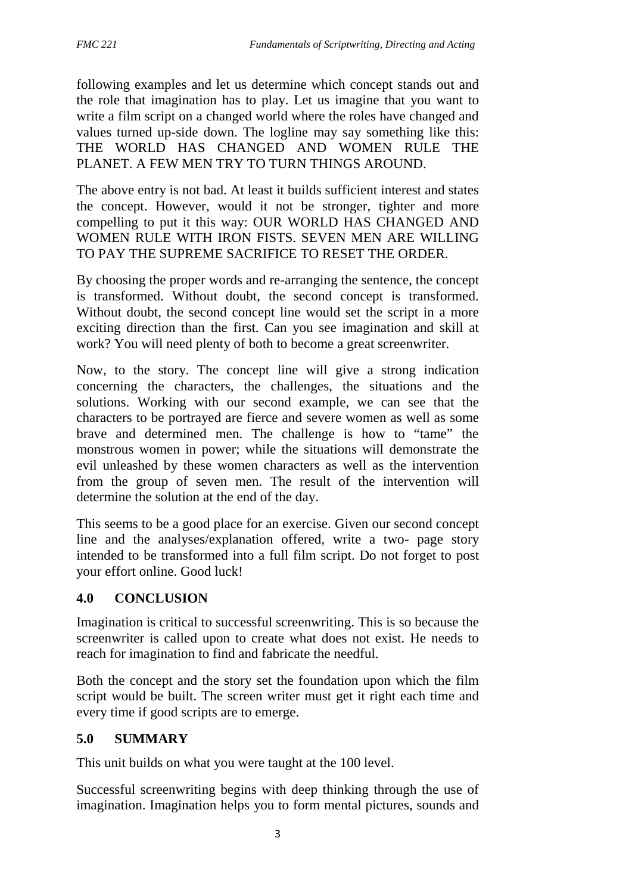following examples and let us determine which concept stands out and the role that imagination has to play. Let us imagine that you want to write a film script on a changed world where the roles have changed and values turned up-side down. The logline may say something like this: THE WORLD HAS CHANGED AND WOMEN RULE THE PLANET. A FEW MEN TRY TO TURN THINGS AROUND.

The above entry is not bad. At least it builds sufficient interest and states the concept. However, would it not be stronger, tighter and more compelling to put it this way: OUR WORLD HAS CHANGED AND WOMEN RULE WITH IRON FISTS. SEVEN MEN ARE WILLING TO PAY THE SUPREME SACRIFICE TO RESET THE ORDER.

By choosing the proper words and re-arranging the sentence, the concept is transformed. Without doubt, the second concept is transformed. Without doubt, the second concept line would set the script in a more exciting direction than the first. Can you see imagination and skill at work? You will need plenty of both to become a great screenwriter.

Now, to the story. The concept line will give a strong indication concerning the characters, the challenges, the situations and the solutions. Working with our second example, we can see that the characters to be portrayed are fierce and severe women as well as some brave and determined men. The challenge is how to "tame" the monstrous women in power; while the situations will demonstrate the evil unleashed by these women characters as well as the intervention from the group of seven men. The result of the intervention will determine the solution at the end of the day.

This seems to be a good place for an exercise. Given our second concept line and the analyses/explanation offered, write a two- page story intended to be transformed into a full film script. Do not forget to post your effort online. Good luck!

## 4.0 CONCLUSION

Imagination is critical to successful screenwriting. This is so because the screenwriter is called upon to create what does not exist. He needs to reach for imagination to find and fabricate the needful.

Both the concept and the story set the foundation upon which the film script would be built. The screen writer must get it right each time and every time if good scripts are to emerge.

## 5.0 SUMMARY

This unit builds on what you were taught at the 100 level.

Successful screenwriting begins with deep thinking through the use of imagination. Imagination helps you to form mental pictures, sounds and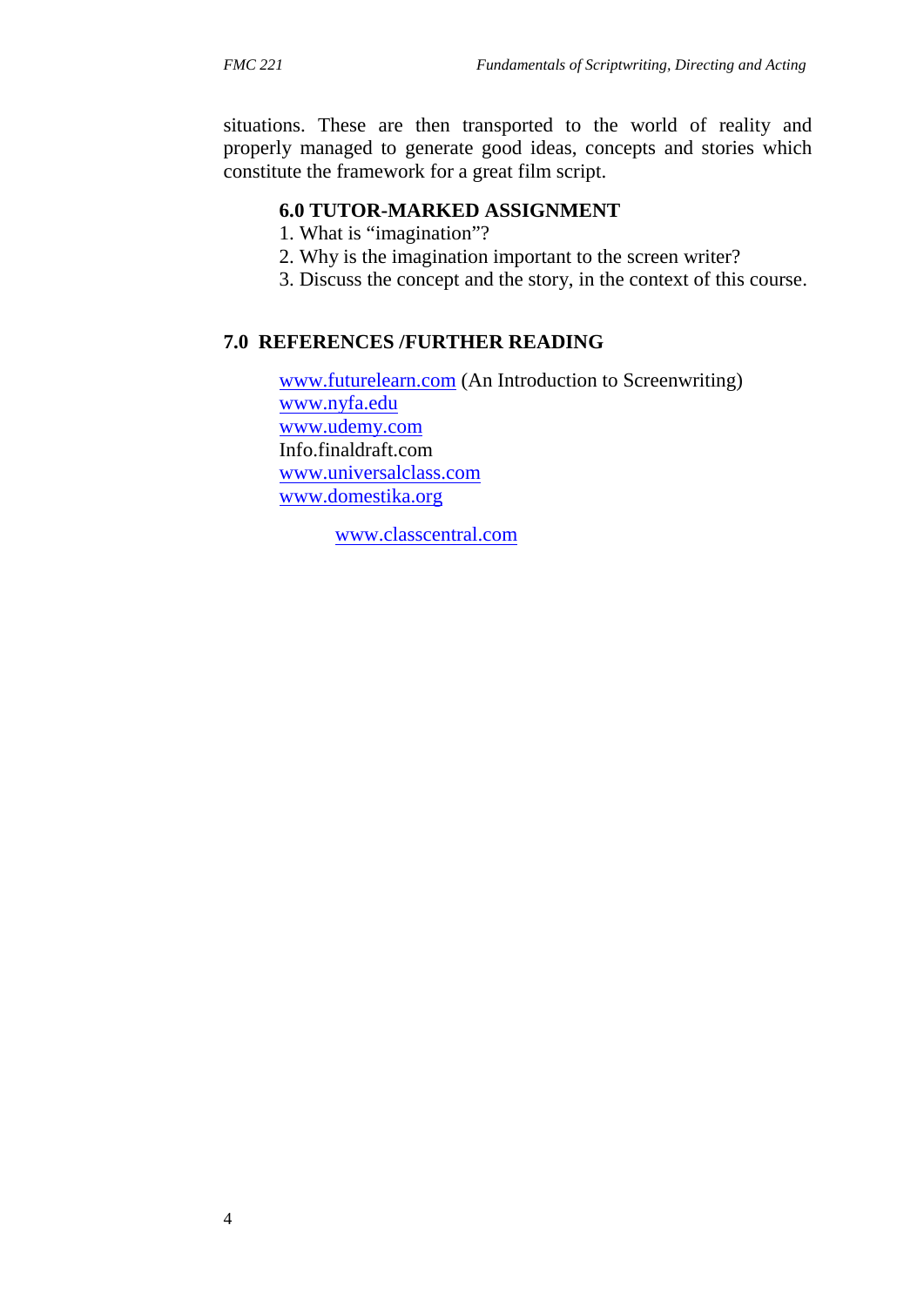situations. These are then transported to the world of reality and properly managed to generate good ideas, concepts and stories which constitute the framework for a great film script.

## 6.0 TUTOR-MARKED ASSIGNMENT

1. What is "imagination"?
2. Why is the imagination important to the screen writer?
3. Discuss the concept and the story, in the context of this course.

## 7.0 REFERENCES /FURTHER READING

www.futurelearn.com (An Introduction to Screenwriting)
www.nyfa.edu
www.udemy.com
Info.finaldraft.com
www.universalclass.com
www.domestika.org

www.classcentral.com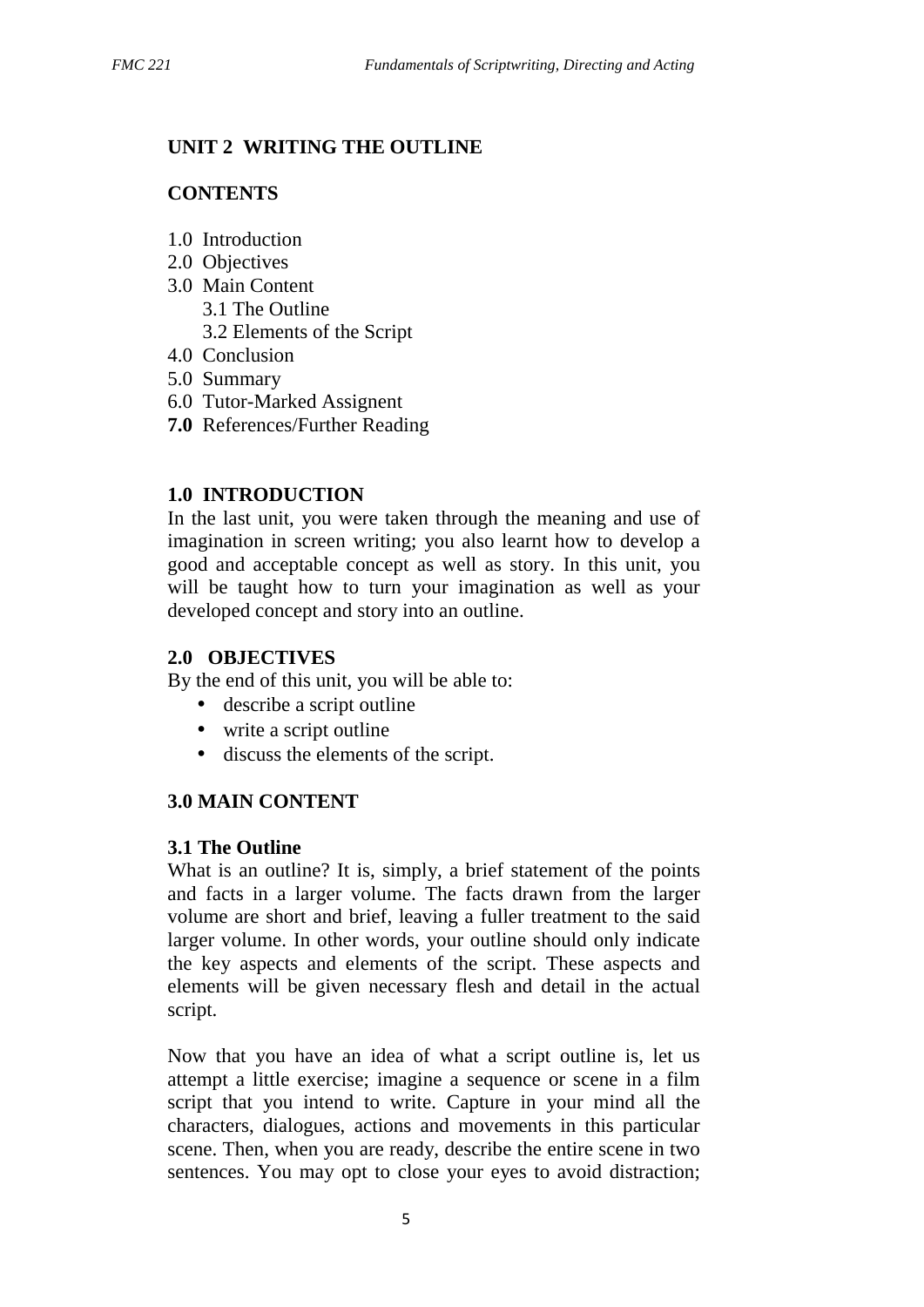## UNIT 2 WRITING THE OUTLINE

### CONTENTS

1.0 Introduction
2.0 Objectives
3.0 Main Content
  3.1 The Outline
  3.2 Elements of the Script
4.0 Conclusion
5.0 Summary
6.0 Tutor-Marked Assignent
**7.0** References/Further Reading

### 1.0 INTRODUCTION

In the last unit, you were taken through the meaning and use of imagination in screen writing; you also learnt how to develop a good and acceptable concept as well as story. In this unit, you will be taught how to turn your imagination as well as your developed concept and story into an outline.

### 2.0 OBJECTIVES

By the end of this unit, you will be able to:

- describe a script outline
- write a script outline
- discuss the elements of the script.

### 3.0 MAIN CONTENT

#### 3.1 The Outline

What is an outline? It is, simply, a brief statement of the points and facts in a larger volume. The facts drawn from the larger volume are short and brief, leaving a fuller treatment to the said larger volume. In other words, your outline should only indicate the key aspects and elements of the script. These aspects and elements will be given necessary flesh and detail in the actual script.

Now that you have an idea of what a script outline is, let us attempt a little exercise; imagine a sequence or scene in a film script that you intend to write. Capture in your mind all the characters, dialogues, actions and movements in this particular scene. Then, when you are ready, describe the entire scene in two sentences. You may opt to close your eyes to avoid distraction;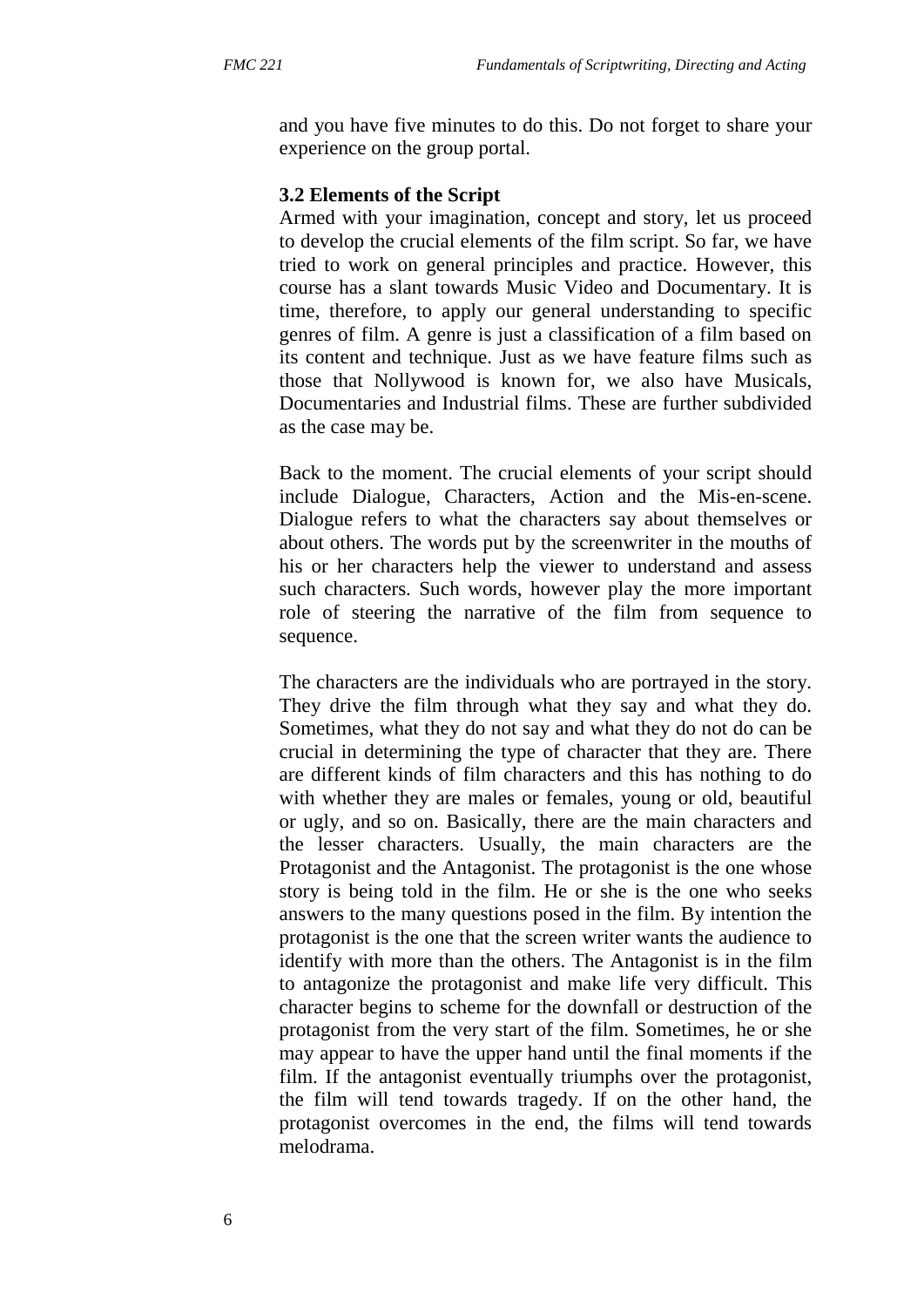and you have five minutes to do this. Do not forget to share your experience on the group portal.

### 3.2 Elements of the Script

Armed with your imagination, concept and story, let us proceed to develop the crucial elements of the film script. So far, we have tried to work on general principles and practice. However, this course has a slant towards Music Video and Documentary. It is time, therefore, to apply our general understanding to specific genres of film. A genre is just a classification of a film based on its content and technique. Just as we have feature films such as those that Nollywood is known for, we also have Musicals, Documentaries and Industrial films. These are further subdivided as the case may be.

Back to the moment. The crucial elements of your script should include Dialogue, Characters, Action and the Mis-en-scene. Dialogue refers to what the characters say about themselves or about others. The words put by the screenwriter in the mouths of his or her characters help the viewer to understand and assess such characters. Such words, however play the more important role of steering the narrative of the film from sequence to sequence.

The characters are the individuals who are portrayed in the story. They drive the film through what they say and what they do. Sometimes, what they do not say and what they do not do can be crucial in determining the type of character that they are. There are different kinds of film characters and this has nothing to do with whether they are males or females, young or old, beautiful or ugly, and so on. Basically, there are the main characters and the lesser characters. Usually, the main characters are the Protagonist and the Antagonist. The protagonist is the one whose story is being told in the film. He or she is the one who seeks answers to the many questions posed in the film. By intention the protagonist is the one that the screen writer wants the audience to identify with more than the others. The Antagonist is in the film to antagonize the protagonist and make life very difficult. This character begins to scheme for the downfall or destruction of the protagonist from the very start of the film. Sometimes, he or she may appear to have the upper hand until the final moments if the film. If the antagonist eventually triumphs over the protagonist, the film will tend towards tragedy. If on the other hand, the protagonist overcomes in the end, the films will tend towards melodrama.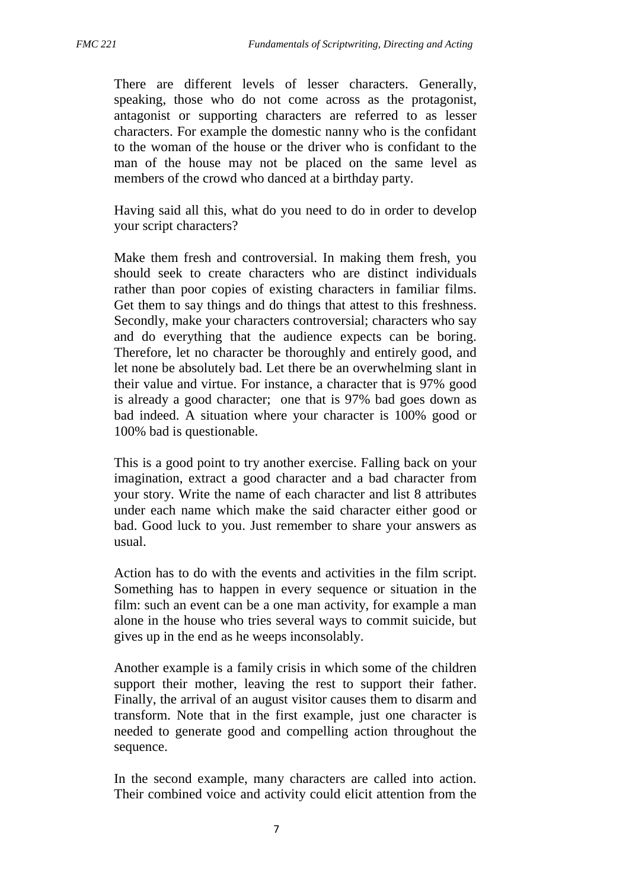There are different levels of lesser characters. Generally, speaking, those who do not come across as the protagonist, antagonist or supporting characters are referred to as lesser characters. For example the domestic nanny who is the confidant to the woman of the house or the driver who is confidant to the man of the house may not be placed on the same level as members of the crowd who danced at a birthday party.

Having said all this, what do you need to do in order to develop your script characters?

Make them fresh and controversial. In making them fresh, you should seek to create characters who are distinct individuals rather than poor copies of existing characters in familiar films. Get them to say things and do things that attest to this freshness. Secondly, make your characters controversial; characters who say and do everything that the audience expects can be boring. Therefore, let no character be thoroughly and entirely good, and let none be absolutely bad. Let there be an overwhelming slant in their value and virtue. For instance, a character that is 97% good is already a good character; one that is 97% bad goes down as bad indeed. A situation where your character is 100% good or 100% bad is questionable.

This is a good point to try another exercise. Falling back on your imagination, extract a good character and a bad character from your story. Write the name of each character and list 8 attributes under each name which make the said character either good or bad. Good luck to you. Just remember to share your answers as usual.

Action has to do with the events and activities in the film script. Something has to happen in every sequence or situation in the film: such an event can be a one man activity, for example a man alone in the house who tries several ways to commit suicide, but gives up in the end as he weeps inconsolably.

Another example is a family crisis in which some of the children support their mother, leaving the rest to support their father. Finally, the arrival of an august visitor causes them to disarm and transform. Note that in the first example, just one character is needed to generate good and compelling action throughout the sequence.

In the second example, many characters are called into action. Their combined voice and activity could elicit attention from the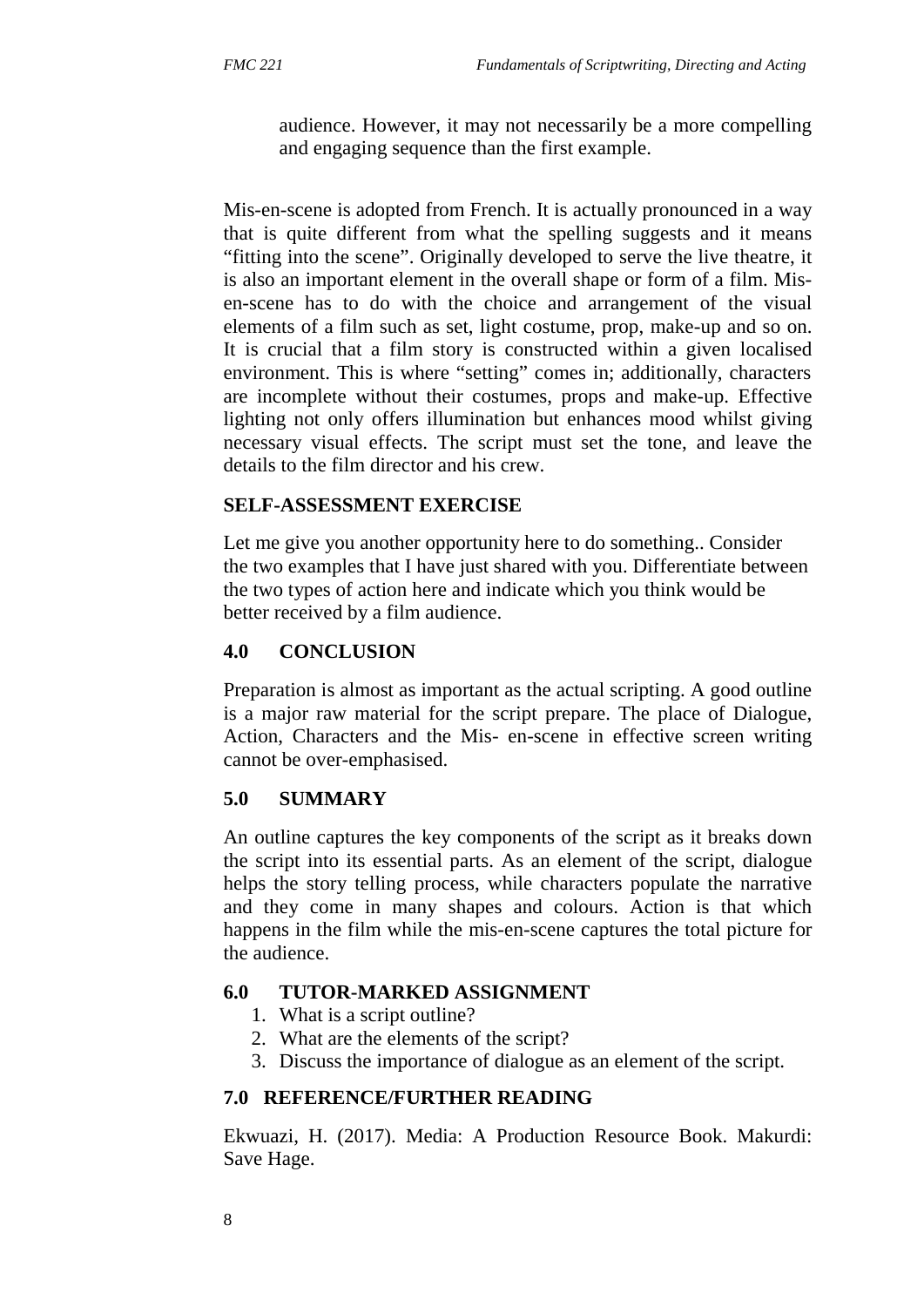audience. However, it may not necessarily be a more compelling and engaging sequence than the first example.

Mis-en-scene is adopted from French. It is actually pronounced in a way that is quite different from what the spelling suggests and it means "fitting into the scene". Originally developed to serve the live theatre, it is also an important element in the overall shape or form of a film. Mis-en-scene has to do with the choice and arrangement of the visual elements of a film such as set, light costume, prop, make-up and so on. It is crucial that a film story is constructed within a given localised environment. This is where "setting" comes in; additionally, characters are incomplete without their costumes, props and make-up. Effective lighting not only offers illumination but enhances mood whilst giving necessary visual effects. The script must set the tone, and leave the details to the film director and his crew.

**SELF-ASSESSMENT EXERCISE**

Let me give you another opportunity here to do something.. Consider the two examples that I have just shared with you. Differentiate between the two types of action here and indicate which you think would be better received by a film audience.

## 4.0 CONCLUSION

Preparation is almost as important as the actual scripting. A good outline is a major raw material for the script prepare. The place of Dialogue, Action, Characters and the Mis- en-scene in effective screen writing cannot be over-emphasised.

## 5.0 SUMMARY

An outline captures the key components of the script as it breaks down the script into its essential parts. As an element of the script, dialogue helps the story telling process, while characters populate the narrative and they come in many shapes and colours. Action is that which happens in the film while the mis-en-scene captures the total picture for the audience.

## 6.0 TUTOR-MARKED ASSIGNMENT

1. What is a script outline?
2. What are the elements of the script?
3. Discuss the importance of dialogue as an element of the script.

## 7.0 REFERENCE/FURTHER READING

Ekwuazi, H. (2017). Media: A Production Resource Book. Makurdi: Save Hage.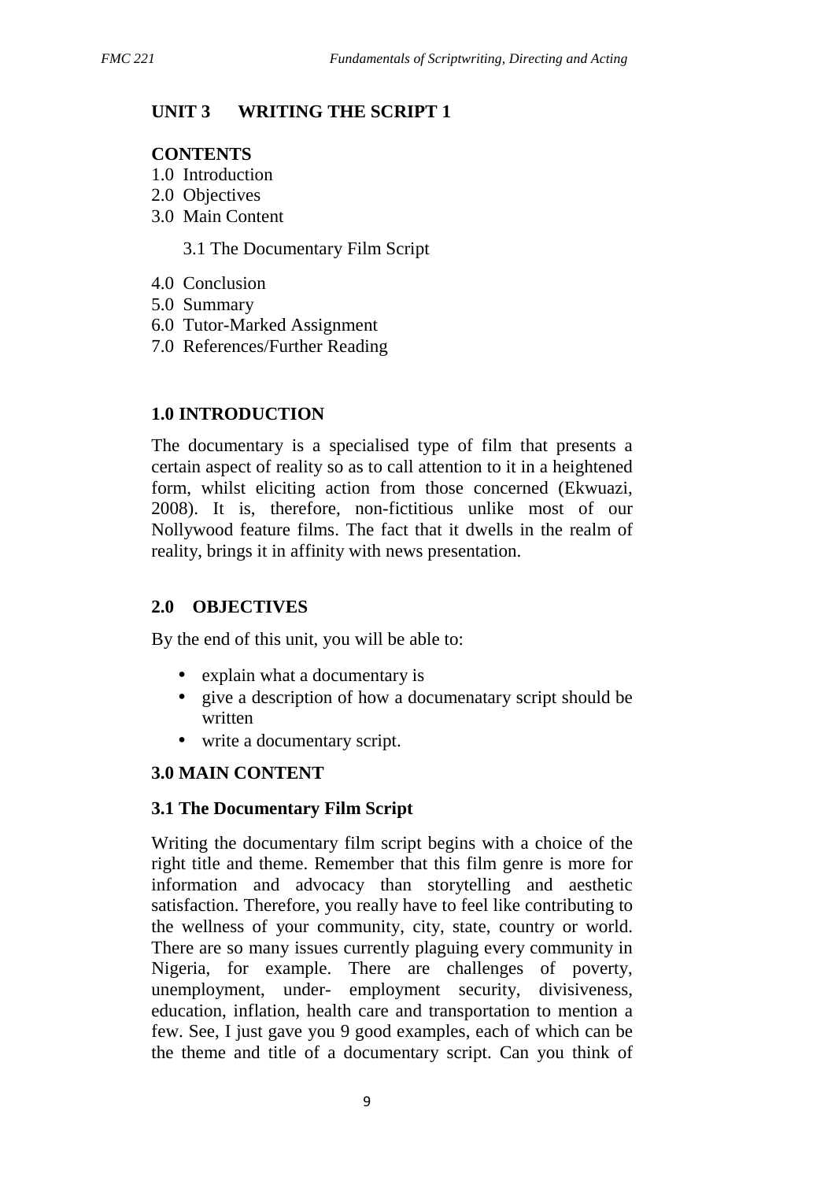## UNIT 3 WRITING THE SCRIPT 1

**CONTENTS**

1.0 Introduction
2.0 Objectives
3.0 Main Content

    3.1 The Documentary Film Script

4.0 Conclusion
5.0 Summary
6.0 Tutor-Marked Assignment
7.0 References/Further Reading

### 1.0 INTRODUCTION

The documentary is a specialised type of film that presents a certain aspect of reality so as to call attention to it in a heightened form, whilst eliciting action from those concerned (Ekwuazi, 2008). It is, therefore, non-fictitious unlike most of our Nollywood feature films. The fact that it dwells in the realm of reality, brings it in affinity with news presentation.

### 2.0 OBJECTIVES

By the end of this unit, you will be able to:

- explain what a documentary is
- give a description of how a documenatary script should be written
- write a documentary script.

### 3.0 MAIN CONTENT

#### 3.1 The Documentary Film Script

Writing the documentary film script begins with a choice of the right title and theme. Remember that this film genre is more for information and advocacy than storytelling and aesthetic satisfaction. Therefore, you really have to feel like contributing to the wellness of your community, city, state, country or world. There are so many issues currently plaguing every community in Nigeria, for example. There are challenges of poverty, unemployment, under- employment security, divisiveness, education, inflation, health care and transportation to mention a few. See, I just gave you 9 good examples, each of which can be the theme and title of a documentary script. Can you think of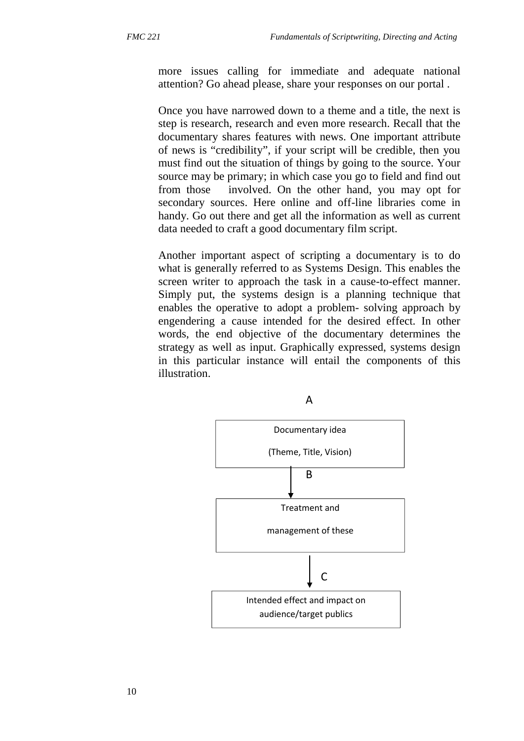more issues calling for immediate and adequate national attention? Go ahead please, share your responses on our portal .

Once you have narrowed down to a theme and a title, the next is step is research, research and even more research. Recall that the documentary shares features with news. One important attribute of news is "credibility", if your script will be credible, then you must find out the situation of things by going to the source. Your source may be primary; in which case you go to field and find out from those involved. On the other hand, you may opt for secondary sources. Here online and off-line libraries come in handy. Go out there and get all the information as well as current data needed to craft a good documentary film script.

Another important aspect of scripting a documentary is to do what is generally referred to as Systems Design. This enables the screen writer to approach the task in a cause-to-effect manner. Simply put, the systems design is a planning technique that enables the operative to adopt a problem- solving approach by engendering a cause intended for the desired effect. In other words, the end objective of the documentary determines the strategy as well as input. Graphically expressed, systems design in this particular instance will entail the components of this illustration.

A

Documentary idea

(Theme, Title, Vision)

↓ B

Treatment and

management of these

↓ C

Intended effect and impact on audience/target publics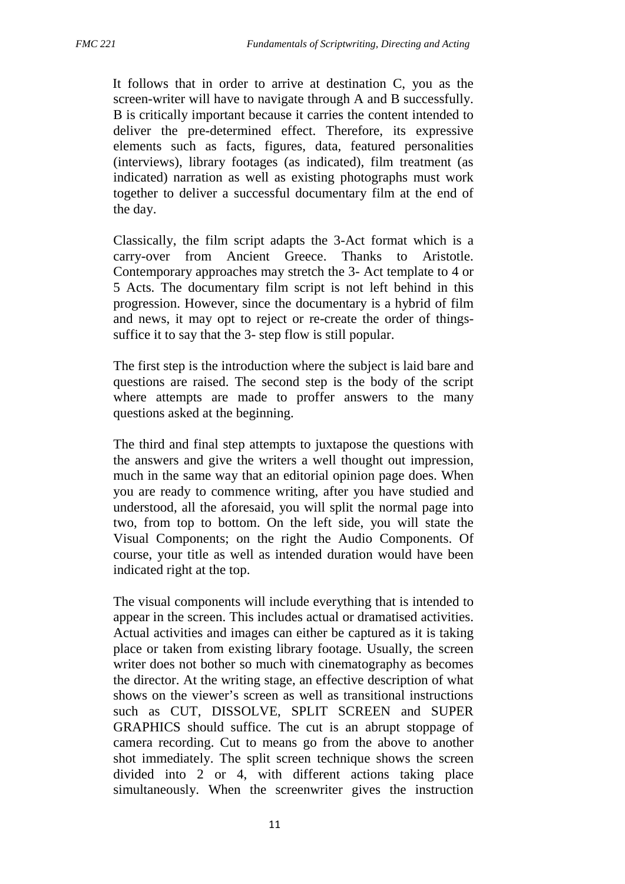It follows that in order to arrive at destination C, you as the screen-writer will have to navigate through A and B successfully. B is critically important because it carries the content intended to deliver the pre-determined effect. Therefore, its expressive elements such as facts, figures, data, featured personalities (interviews), library footages (as indicated), film treatment (as indicated) narration as well as existing photographs must work together to deliver a successful documentary film at the end of the day.

Classically, the film script adapts the 3-Act format which is a carry-over from Ancient Greece. Thanks to Aristotle. Contemporary approaches may stretch the 3- Act template to 4 or 5 Acts. The documentary film script is not left behind in this progression. However, since the documentary is a hybrid of film and news, it may opt to reject or re-create the order of things- suffice it to say that the 3- step flow is still popular.

The first step is the introduction where the subject is laid bare and questions are raised. The second step is the body of the script where attempts are made to proffer answers to the many questions asked at the beginning.

The third and final step attempts to juxtapose the questions with the answers and give the writers a well thought out impression, much in the same way that an editorial opinion page does. When you are ready to commence writing, after you have studied and understood, all the aforesaid, you will split the normal page into two, from top to bottom. On the left side, you will state the Visual Components; on the right the Audio Components. Of course, your title as well as intended duration would have been indicated right at the top.

The visual components will include everything that is intended to appear in the screen. This includes actual or dramatised activities. Actual activities and images can either be captured as it is taking place or taken from existing library footage. Usually, the screen writer does not bother so much with cinematography as becomes the director. At the writing stage, an effective description of what shows on the viewer's screen as well as transitional instructions such as CUT, DISSOLVE, SPLIT SCREEN and SUPER GRAPHICS should suffice. The cut is an abrupt stoppage of camera recording. Cut to means go from the above to another shot immediately. The split screen technique shows the screen divided into 2 or 4, with different actions taking place simultaneously. When the screenwriter gives the instruction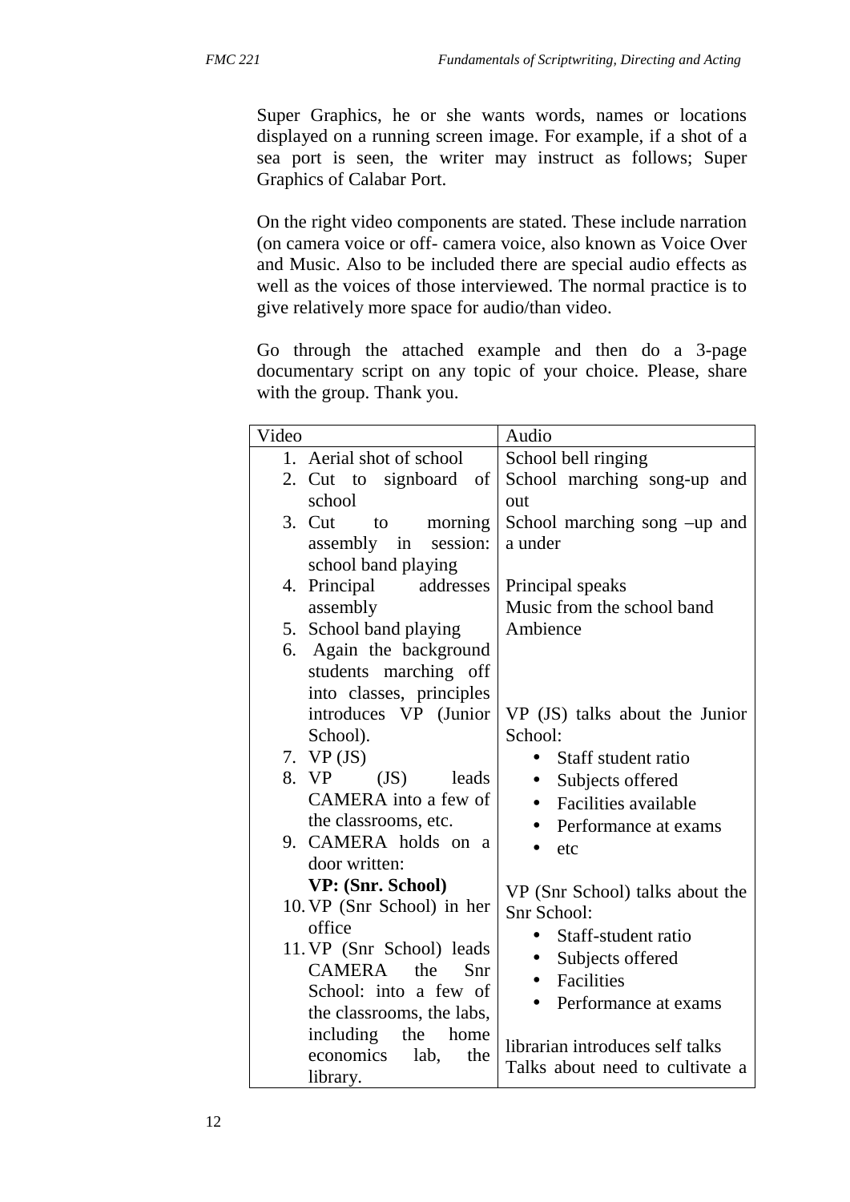Super Graphics, he or she wants words, names or locations displayed on a running screen image. For example, if a shot of a sea port is seen, the writer may instruct as follows; Super Graphics of Calabar Port.

On the right video components are stated. These include narration (on camera voice or off- camera voice, also known as Voice Over and Music. Also to be included there are special audio effects as well as the voices of those interviewed. The normal practice is to give relatively more space for audio/than video.

Go through the attached example and then do a 3-page documentary script on any topic of your choice. Please, share with the group. Thank you.

| Video | Audio |
| --- | --- |
| 1. Aerial shot of school | School bell ringing |
| 2. Cut to signboard of school | School marching song-up and out |
| 3. Cut to morning assembly in session: school band playing | School marching song –up and a under |
| 4. Principal addresses assembly | Principal speaks<br>Music from the school band |
| 5. School band playing | Ambience |
| 6. Again the background students marching off into classes, principles introduces VP (Junior School).<br>7. VP (JS)<br>8. VP (JS) leads CAMERA into a few of the classrooms, etc. | VP (JS) talks about the Junior School:<br>• Staff student ratio<br>• Subjects offered<br>• Facilities available<br>• Performance at exams<br>• etc |
| 9. CAMERA holds on a door written: **VP: (Snr. School)**<br>10. VP (Snr School) in her office<br>11. VP (Snr School) leads CAMERA the Snr School: into a few of the classrooms, the labs, including the home economics lab, the library. | VP (Snr School) talks about the Snr School:<br>• Staff-student ratio<br>• Subjects offered<br>• Facilities<br>• Performance at exams<br><br>librarian introduces self talks<br>Talks about need to cultivate a |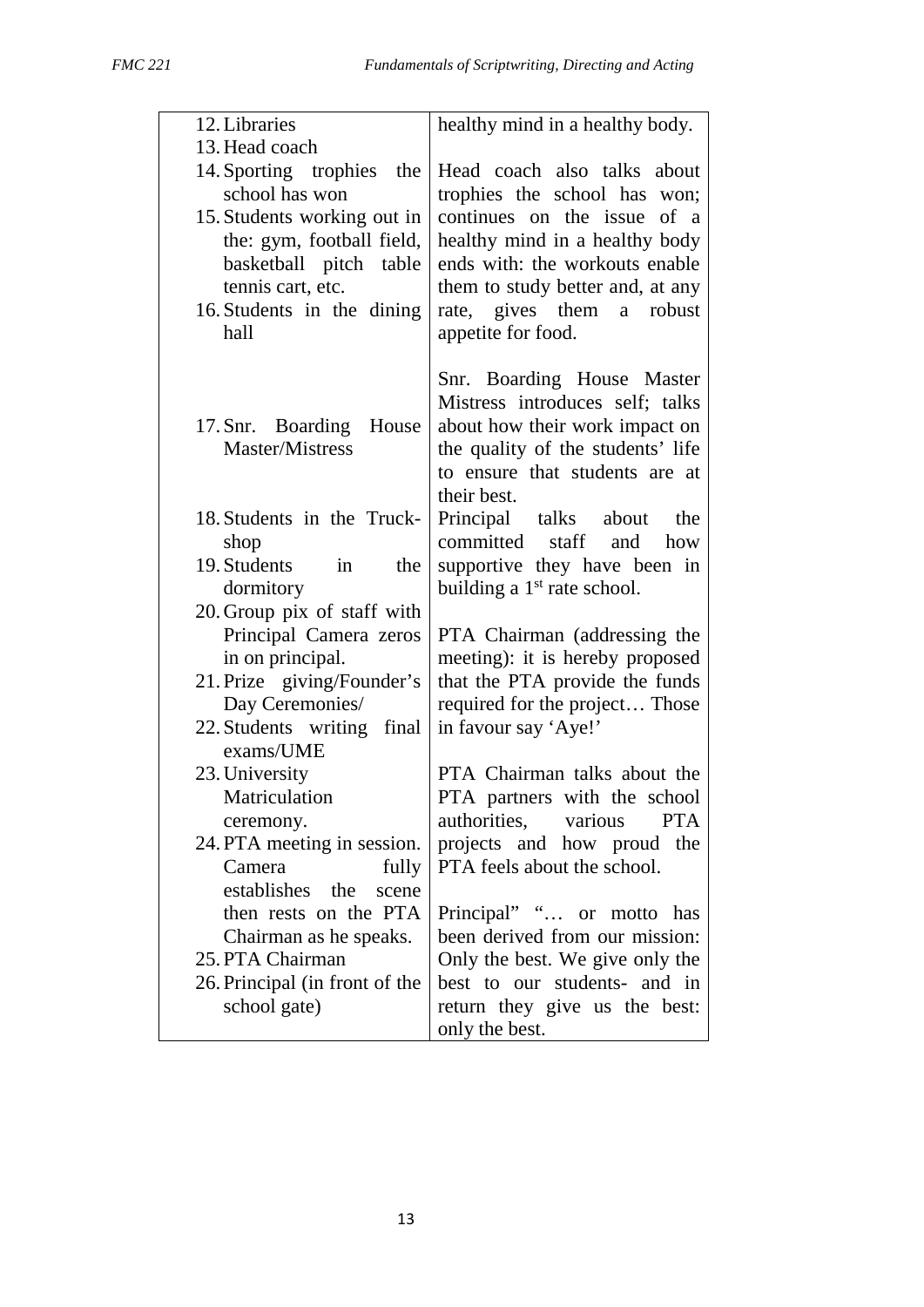| | |
|---|---|
| 12. Libraries<br>13. Head coach | healthy mind in a healthy body. |
| 14. Sporting trophies the school has won<br>15. Students working out in the: gym, football field, basketball pitch table tennis cart, etc.<br>16. Students in the dining hall | Head coach also talks about trophies the school has won; continues on the issue of a healthy mind in a healthy body ends with: the workouts enable them to study better and, at any rate, gives them a robust appetite for food. |
| 17. Snr. Boarding House Master/Mistress | Snr. Boarding House Master Mistress introduces self; talks about how their work impact on the quality of the students' life to ensure that students are at their best. |
| 18. Students in the Truck-shop<br>19. Students in the dormitory | Principal talks about the committed staff and how supportive they have been in building a 1st rate school. |
| 20. Group pix of staff with Principal Camera zeros in on principal.<br>21. Prize giving/Founder's Day Ceremonies/<br>22. Students writing final exams/UME | PTA Chairman (addressing the meeting): it is hereby proposed that the PTA provide the funds required for the project… Those in favour say 'Aye!' |
| 23. University Matriculation ceremony.<br>24. PTA meeting in session. Camera fully establishes the scene then rests on the PTA Chairman as he speaks. | PTA Chairman talks about the PTA partners with the school authorities, various PTA projects and how proud the PTA feels about the school. |
| 25. PTA Chairman<br>26. Principal (in front of the school gate) | Principal" "… or motto has been derived from our mission: Only the best. We give only the best to our students- and in return they give us the best: only the best. |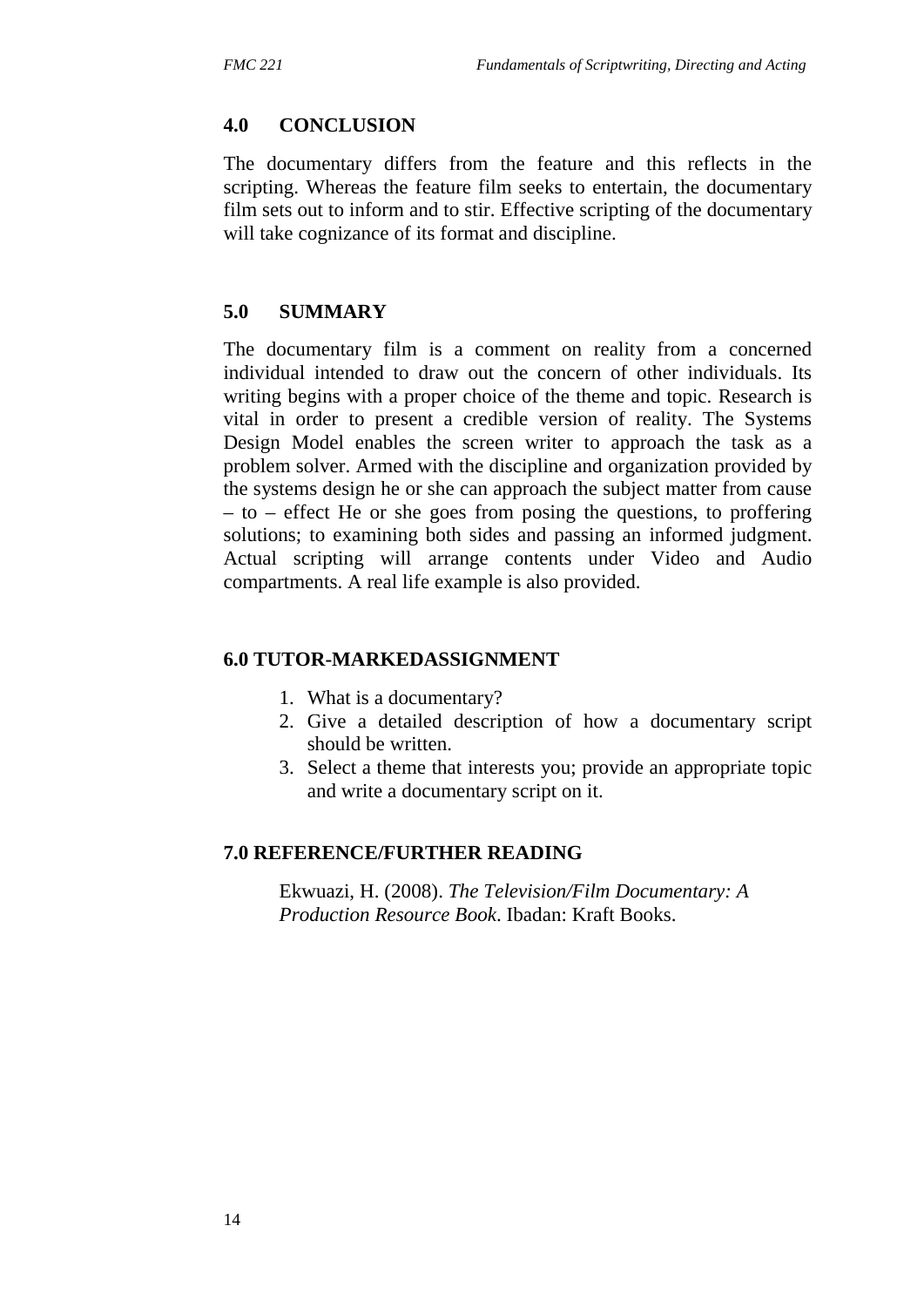## 4.0 CONCLUSION

The documentary differs from the feature and this reflects in the scripting. Whereas the feature film seeks to entertain, the documentary film sets out to inform and to stir. Effective scripting of the documentary will take cognizance of its format and discipline.

## 5.0 SUMMARY

The documentary film is a comment on reality from a concerned individual intended to draw out the concern of other individuals. Its writing begins with a proper choice of the theme and topic. Research is vital in order to present a credible version of reality. The Systems Design Model enables the screen writer to approach the task as a problem solver. Armed with the discipline and organization provided by the systems design he or she can approach the subject matter from cause – to – effect He or she goes from posing the questions, to proffering solutions; to examining both sides and passing an informed judgment. Actual scripting will arrange contents under Video and Audio compartments. A real life example is also provided.

## 6.0 TUTOR-MARKEDASSIGNMENT

1. What is a documentary?
2. Give a detailed description of how a documentary script should be written.
3. Select a theme that interests you; provide an appropriate topic and write a documentary script on it.

## 7.0 REFERENCE/FURTHER READING

Ekwuazi, H. (2008). *The Television/Film Documentary: A Production Resource Book*. Ibadan: Kraft Books.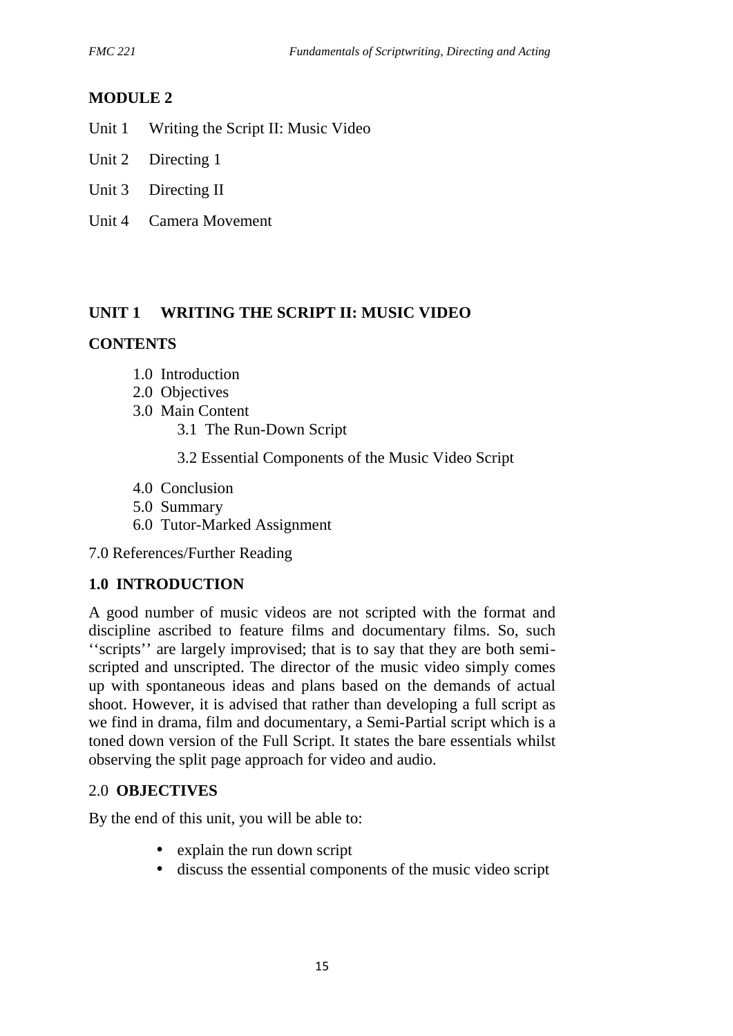## MODULE 2

Unit 1 Writing the Script II: Music Video

Unit 2 Directing 1

Unit 3 Directing II

Unit 4 Camera Movement

## UNIT 1 WRITING THE SCRIPT II: MUSIC VIDEO

### CONTENTS

1.0 Introduction
2.0 Objectives
3.0 Main Content
 3.1 The Run-Down Script
 3.2 Essential Components of the Music Video Script
4.0 Conclusion
5.0 Summary
6.0 Tutor-Marked Assignment

7.0 References/Further Reading

### 1.0 INTRODUCTION

A good number of music videos are not scripted with the format and discipline ascribed to feature films and documentary films. So, such ‘‘scripts’’ are largely improvised; that is to say that they are both semi-scripted and unscripted. The director of the music video simply comes up with spontaneous ideas and plans based on the demands of actual shoot. However, it is advised that rather than developing a full script as we find in drama, film and documentary, a Semi-Partial script which is a toned down version of the Full Script. It states the bare essentials whilst observing the split page approach for video and audio.

### 2.0 OBJECTIVES

By the end of this unit, you will be able to:

- explain the run down script
- discuss the essential components of the music video script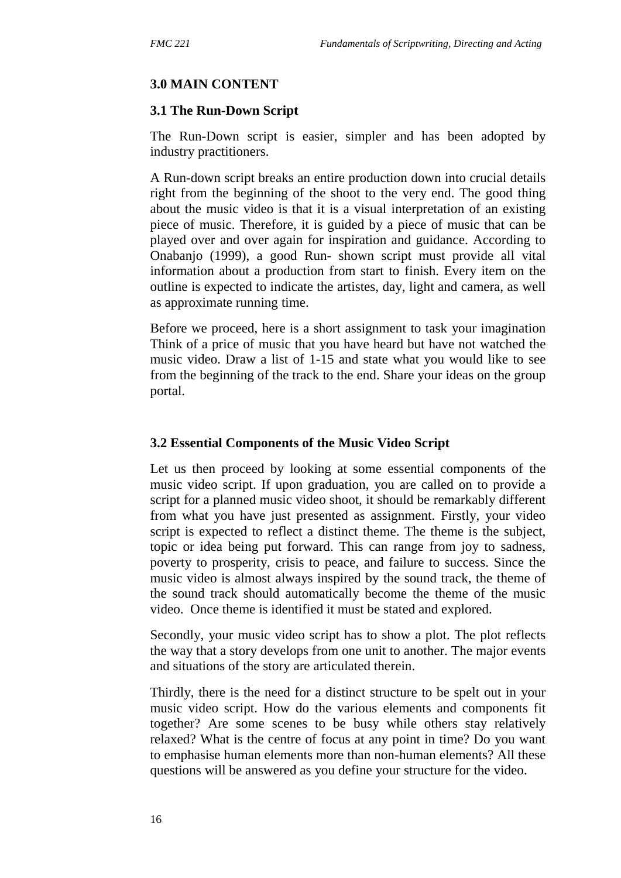## 3.0 MAIN CONTENT

### 3.1 The Run-Down Script

The Run-Down script is easier, simpler and has been adopted by industry practitioners.

A Run-down script breaks an entire production down into crucial details right from the beginning of the shoot to the very end. The good thing about the music video is that it is a visual interpretation of an existing piece of music. Therefore, it is guided by a piece of music that can be played over and over again for inspiration and guidance. According to Onabanjo (1999), a good Run- shown script must provide all vital information about a production from start to finish. Every item on the outline is expected to indicate the artistes, day, light and camera, as well as approximate running time.

Before we proceed, here is a short assignment to task your imagination Think of a price of music that you have heard but have not watched the music video. Draw a list of 1-15 and state what you would like to see from the beginning of the track to the end. Share your ideas on the group portal.

### 3.2 Essential Components of the Music Video Script

Let us then proceed by looking at some essential components of the music video script. If upon graduation, you are called on to provide a script for a planned music video shoot, it should be remarkably different from what you have just presented as assignment. Firstly, your video script is expected to reflect a distinct theme. The theme is the subject, topic or idea being put forward. This can range from joy to sadness, poverty to prosperity, crisis to peace, and failure to success. Since the music video is almost always inspired by the sound track, the theme of the sound track should automatically become the theme of the music video. Once theme is identified it must be stated and explored.

Secondly, your music video script has to show a plot. The plot reflects the way that a story develops from one unit to another. The major events and situations of the story are articulated therein.

Thirdly, there is the need for a distinct structure to be spelt out in your music video script. How do the various elements and components fit together? Are some scenes to be busy while others stay relatively relaxed? What is the centre of focus at any point in time? Do you want to emphasise human elements more than non-human elements? All these questions will be answered as you define your structure for the video.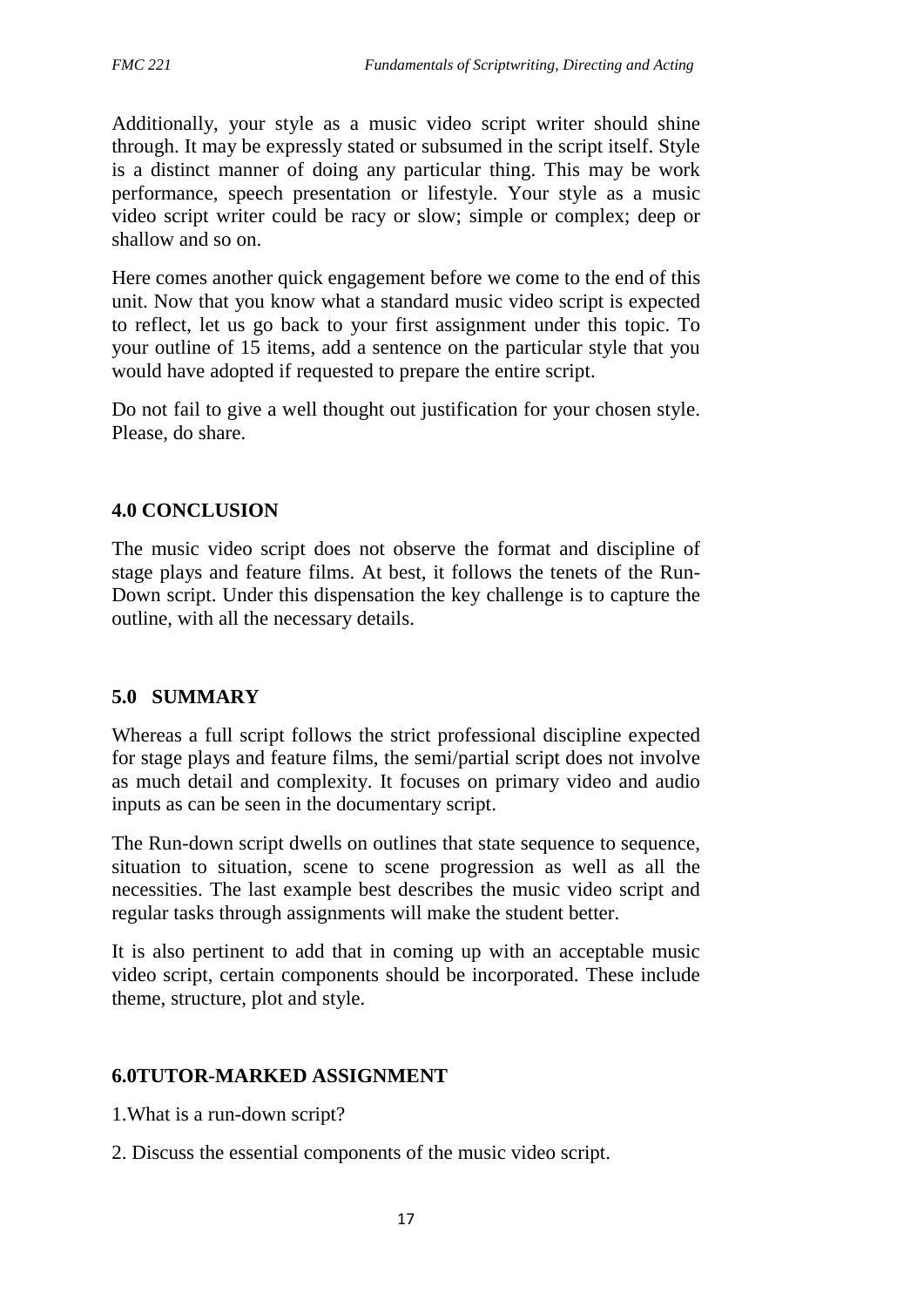Additionally, your style as a music video script writer should shine through. It may be expressly stated or subsumed in the script itself. Style is a distinct manner of doing any particular thing. This may be work performance, speech presentation or lifestyle. Your style as a music video script writer could be racy or slow; simple or complex; deep or shallow and so on.

Here comes another quick engagement before we come to the end of this unit. Now that you know what a standard music video script is expected to reflect, let us go back to your first assignment under this topic. To your outline of 15 items, add a sentence on the particular style that you would have adopted if requested to prepare the entire script.

Do not fail to give a well thought out justification for your chosen style. Please, do share.

## 4.0 CONCLUSION

The music video script does not observe the format and discipline of stage plays and feature films. At best, it follows the tenets of the Run-Down script. Under this dispensation the key challenge is to capture the outline, with all the necessary details.

## 5.0 SUMMARY

Whereas a full script follows the strict professional discipline expected for stage plays and feature films, the semi/partial script does not involve as much detail and complexity. It focuses on primary video and audio inputs as can be seen in the documentary script.

The Run-down script dwells on outlines that state sequence to sequence, situation to situation, scene to scene progression as well as all the necessities. The last example best describes the music video script and regular tasks through assignments will make the student better.

It is also pertinent to add that in coming up with an acceptable music video script, certain components should be incorporated. These include theme, structure, plot and style.

## 6.0TUTOR-MARKED ASSIGNMENT

1.What is a run-down script?

2. Discuss the essential components of the music video script.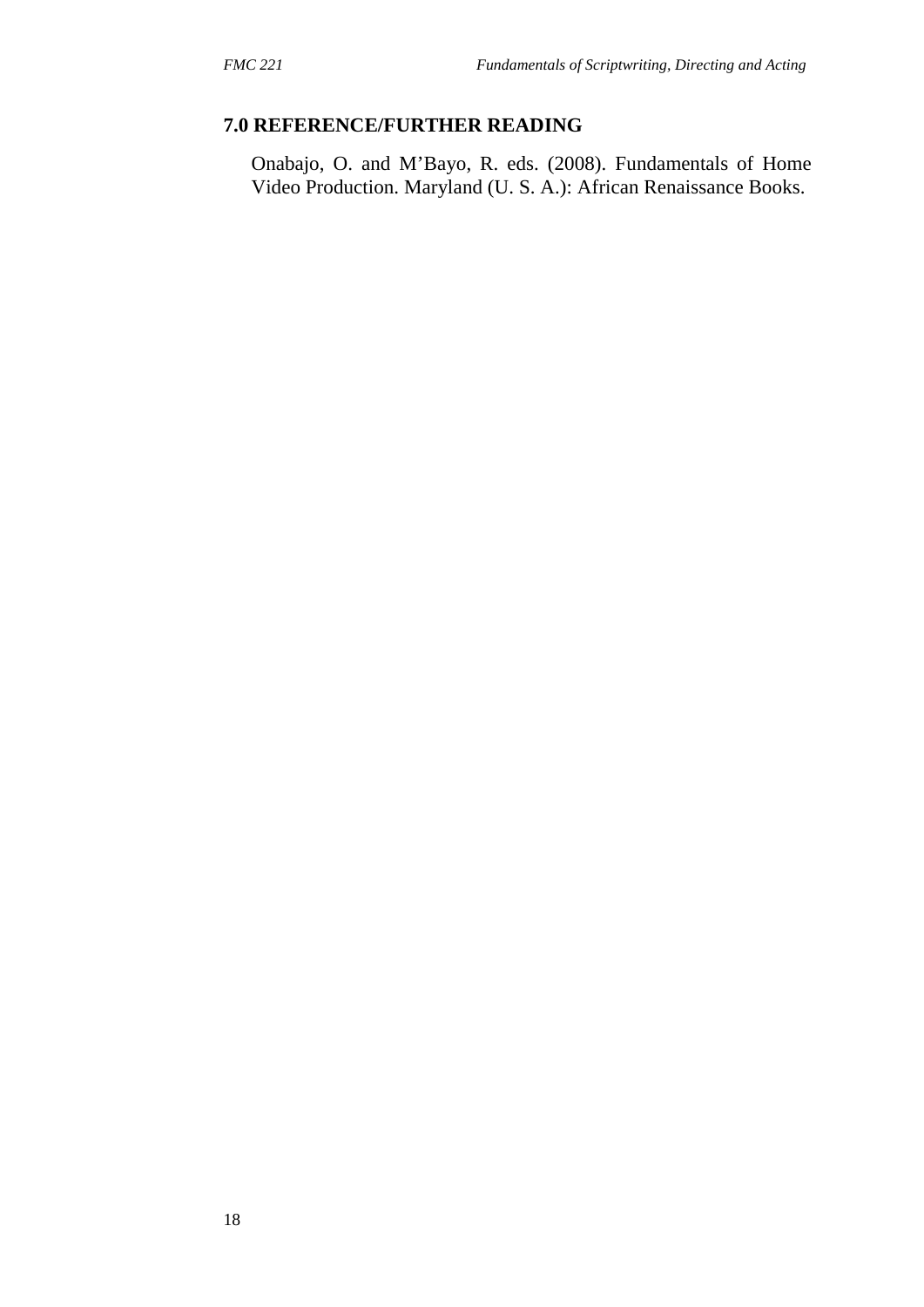## 7.0 REFERENCE/FURTHER READING

Onabajo, O. and M'Bayo, R. eds. (2008). Fundamentals of Home Video Production. Maryland (U. S. A.): African Renaissance Books.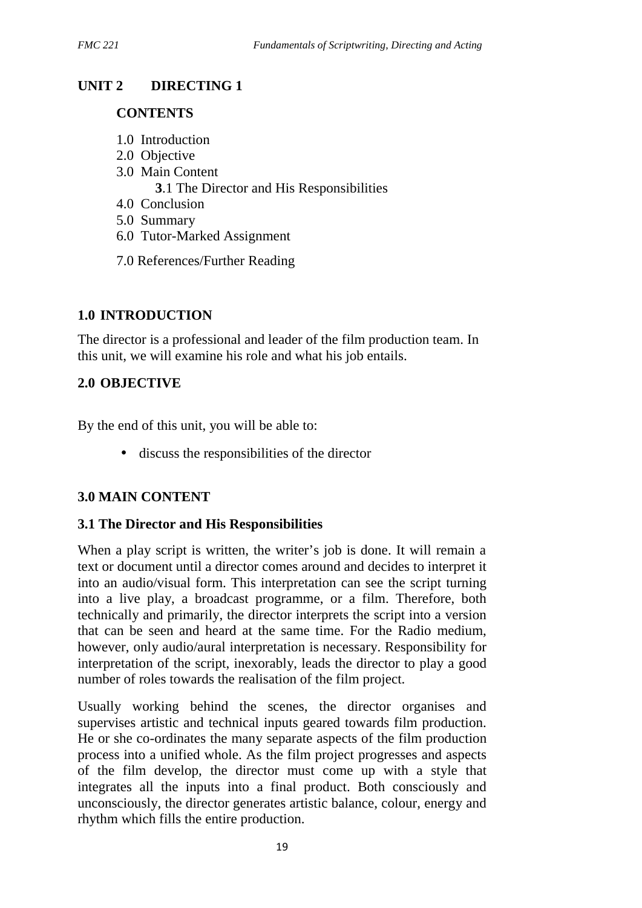## UNIT 2 DIRECTING 1

### CONTENTS

1.0 Introduction
2.0 Objective
3.0 Main Content
  **3**.1 The Director and His Responsibilities
4.0 Conclusion
5.0 Summary
6.0 Tutor-Marked Assignment
7.0 References/Further Reading

### 1.0 INTRODUCTION

The director is a professional and leader of the film production team. In this unit, we will examine his role and what his job entails.

### 2.0 OBJECTIVE

By the end of this unit, you will be able to:

- discuss the responsibilities of the director

### 3.0 MAIN CONTENT

### 3.1 The Director and His Responsibilities

When a play script is written, the writer's job is done. It will remain a text or document until a director comes around and decides to interpret it into an audio/visual form. This interpretation can see the script turning into a live play, a broadcast programme, or a film. Therefore, both technically and primarily, the director interprets the script into a version that can be seen and heard at the same time. For the Radio medium, however, only audio/aural interpretation is necessary. Responsibility for interpretation of the script, inexorably, leads the director to play a good number of roles towards the realisation of the film project.

Usually working behind the scenes, the director organises and supervises artistic and technical inputs geared towards film production. He or she co-ordinates the many separate aspects of the film production process into a unified whole. As the film project progresses and aspects of the film develop, the director must come up with a style that integrates all the inputs into a final product. Both consciously and unconsciously, the director generates artistic balance, colour, energy and rhythm which fills the entire production.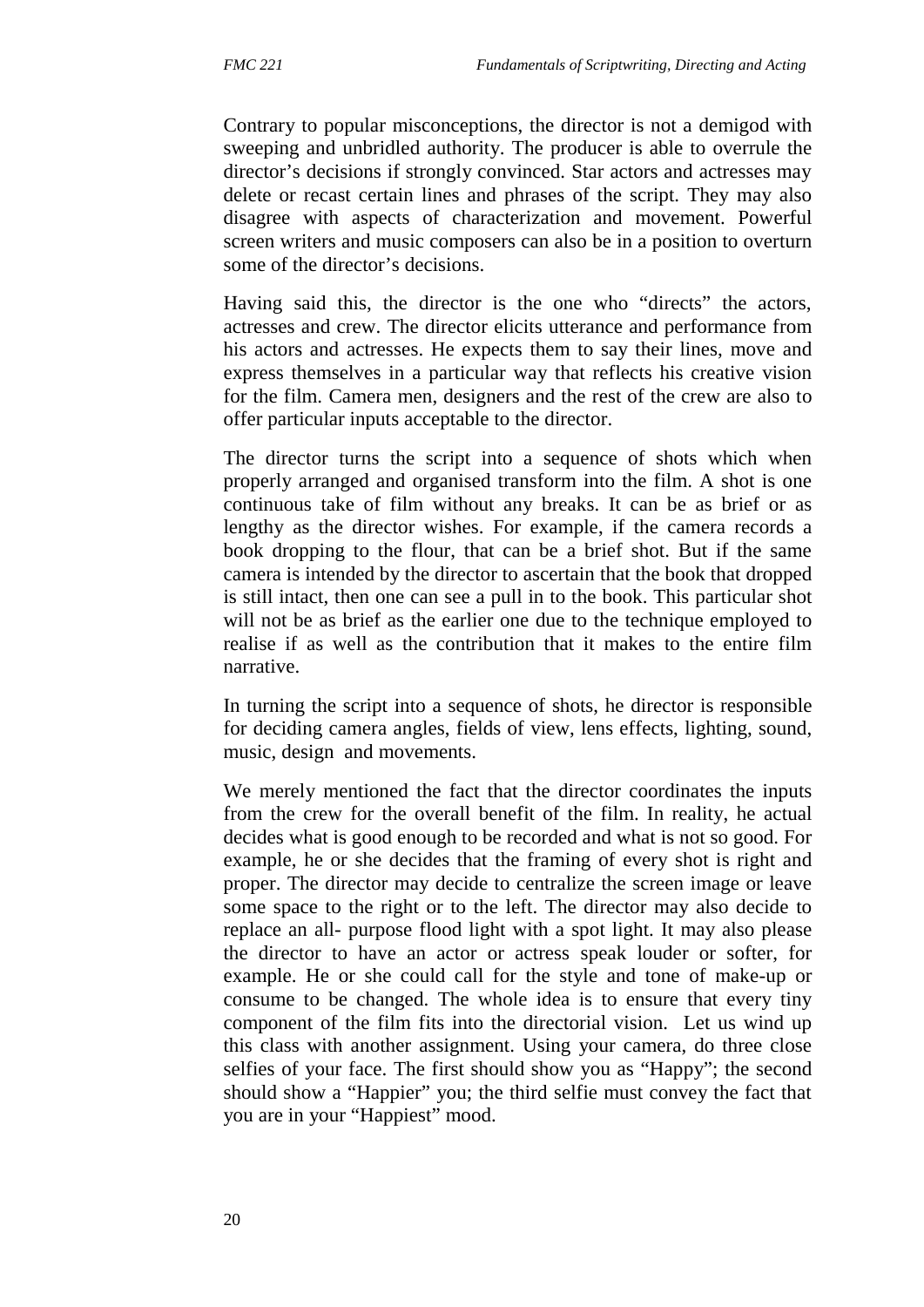Contrary to popular misconceptions, the director is not a demigod with sweeping and unbridled authority. The producer is able to overrule the director's decisions if strongly convinced. Star actors and actresses may delete or recast certain lines and phrases of the script. They may also disagree with aspects of characterization and movement. Powerful screen writers and music composers can also be in a position to overturn some of the director's decisions.

Having said this, the director is the one who "directs" the actors, actresses and crew. The director elicits utterance and performance from his actors and actresses. He expects them to say their lines, move and express themselves in a particular way that reflects his creative vision for the film. Camera men, designers and the rest of the crew are also to offer particular inputs acceptable to the director.

The director turns the script into a sequence of shots which when properly arranged and organised transform into the film. A shot is one continuous take of film without any breaks. It can be as brief or as lengthy as the director wishes. For example, if the camera records a book dropping to the flour, that can be a brief shot. But if the same camera is intended by the director to ascertain that the book that dropped is still intact, then one can see a pull in to the book. This particular shot will not be as brief as the earlier one due to the technique employed to realise if as well as the contribution that it makes to the entire film narrative.

In turning the script into a sequence of shots, he director is responsible for deciding camera angles, fields of view, lens effects, lighting, sound, music, design and movements.

We merely mentioned the fact that the director coordinates the inputs from the crew for the overall benefit of the film. In reality, he actual decides what is good enough to be recorded and what is not so good. For example, he or she decides that the framing of every shot is right and proper. The director may decide to centralize the screen image or leave some space to the right or to the left. The director may also decide to replace an all- purpose flood light with a spot light. It may also please the director to have an actor or actress speak louder or softer, for example. He or she could call for the style and tone of make-up or consume to be changed. The whole idea is to ensure that every tiny component of the film fits into the directorial vision. Let us wind up this class with another assignment. Using your camera, do three close selfies of your face. The first should show you as "Happy"; the second should show a "Happier" you; the third selfie must convey the fact that you are in your "Happiest" mood.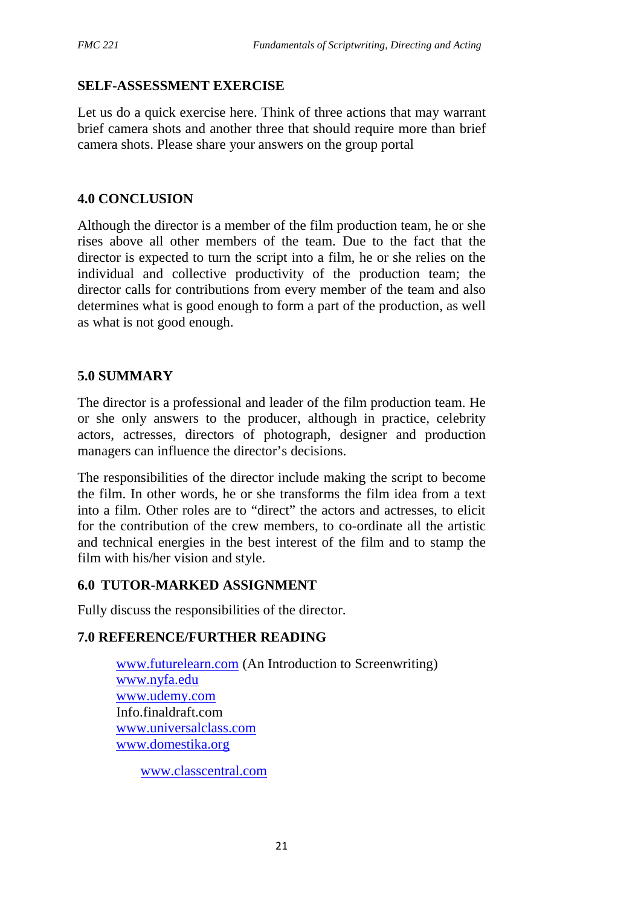## SELF-ASSESSMENT EXERCISE

Let us do a quick exercise here. Think of three actions that may warrant brief camera shots and another three that should require more than brief camera shots. Please share your answers on the group portal

## 4.0 CONCLUSION

Although the director is a member of the film production team, he or she rises above all other members of the team. Due to the fact that the director is expected to turn the script into a film, he or she relies on the individual and collective productivity of the production team; the director calls for contributions from every member of the team and also determines what is good enough to form a part of the production, as well as what is not good enough.

## 5.0 SUMMARY

The director is a professional and leader of the film production team. He or she only answers to the producer, although in practice, celebrity actors, actresses, directors of photograph, designer and production managers can influence the director's decisions.

The responsibilities of the director include making the script to become the film. In other words, he or she transforms the film idea from a text into a film. Other roles are to "direct" the actors and actresses, to elicit for the contribution of the crew members, to co-ordinate all the artistic and technical energies in the best interest of the film and to stamp the film with his/her vision and style.

## 6.0 TUTOR-MARKED ASSIGNMENT

Fully discuss the responsibilities of the director.

## 7.0 REFERENCE/FURTHER READING

www.futurelearn.com (An Introduction to Screenwriting)
www.nyfa.edu
www.udemy.com
Info.finaldraft.com
www.universalclass.com
www.domestika.org
www.classcentral.com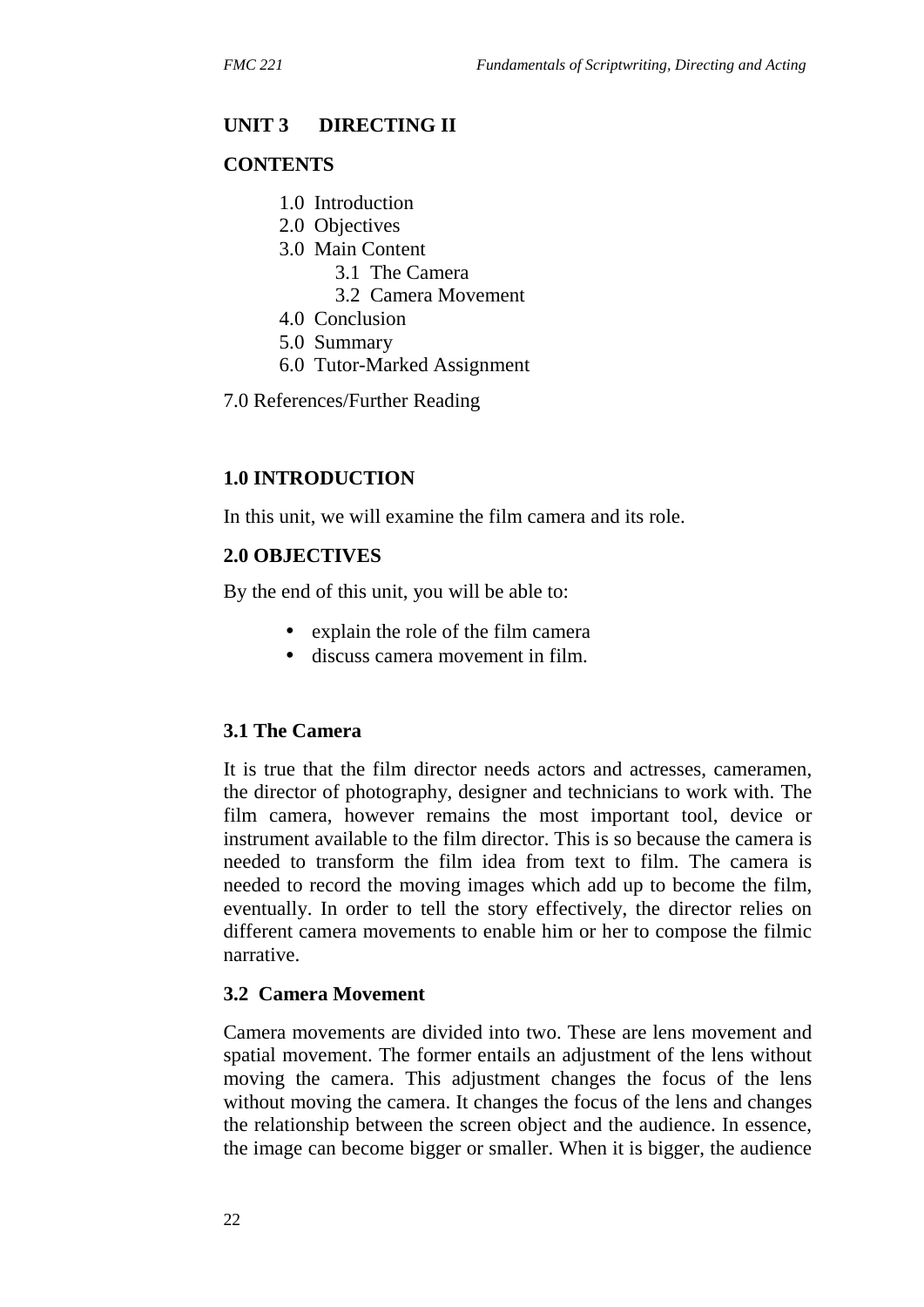## UNIT 3 DIRECTING II

**CONTENTS**

1.0 Introduction
2.0 Objectives
3.0 Main Content
    3.1 The Camera
    3.2 Camera Movement
4.0 Conclusion
5.0 Summary
6.0 Tutor-Marked Assignment

7.0 References/Further Reading

### 1.0 INTRODUCTION

In this unit, we will examine the film camera and its role.

### 2.0 OBJECTIVES

By the end of this unit, you will be able to:

- explain the role of the film camera
- discuss camera movement in film.

### 3.1 The Camera

It is true that the film director needs actors and actresses, cameramen, the director of photography, designer and technicians to work with. The film camera, however remains the most important tool, device or instrument available to the film director. This is so because the camera is needed to transform the film idea from text to film. The camera is needed to record the moving images which add up to become the film, eventually. In order to tell the story effectively, the director relies on different camera movements to enable him or her to compose the filmic narrative.

### 3.2 Camera Movement

Camera movements are divided into two. These are lens movement and spatial movement. The former entails an adjustment of the lens without moving the camera. This adjustment changes the focus of the lens without moving the camera. It changes the focus of the lens and changes the relationship between the screen object and the audience. In essence, the image can become bigger or smaller. When it is bigger, the audience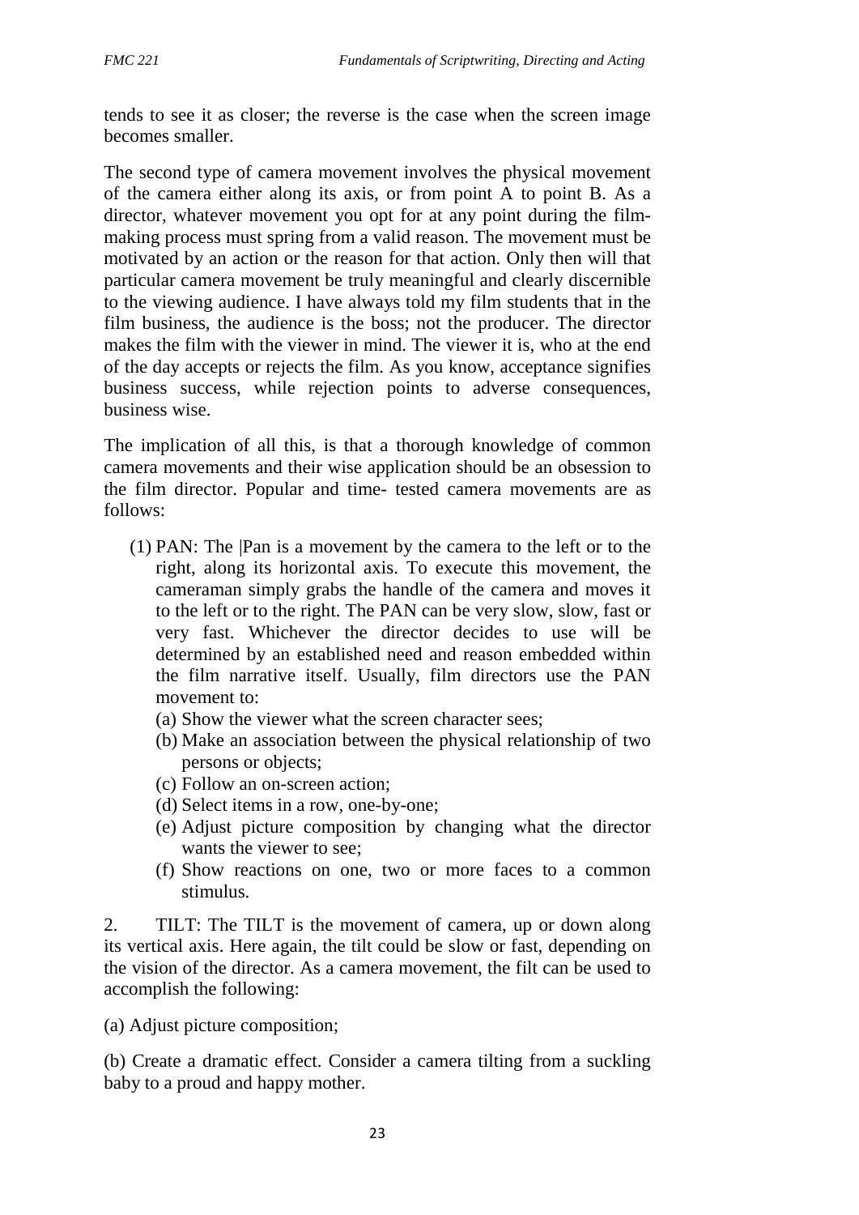tends to see it as closer; the reverse is the case when the screen image becomes smaller.

The second type of camera movement involves the physical movement of the camera either along its axis, or from point A to point B. As a director, whatever movement you opt for at any point during the film-making process must spring from a valid reason. The movement must be motivated by an action or the reason for that action. Only then will that particular camera movement be truly meaningful and clearly discernible to the viewing audience. I have always told my film students that in the film business, the audience is the boss; not the producer. The director makes the film with the viewer in mind. The viewer it is, who at the end of the day accepts or rejects the film. As you know, acceptance signifies business success, while rejection points to adverse consequences, business wise.

The implication of all this, is that a thorough knowledge of common camera movements and their wise application should be an obsession to the film director. Popular and time- tested camera movements are as follows:

(1) PAN: The |Pan is a movement by the camera to the left or to the right, along its horizontal axis. To execute this movement, the cameraman simply grabs the handle of the camera and moves it to the left or to the right. The PAN can be very slow, slow, fast or very fast. Whichever the director decides to use will be determined by an established need and reason embedded within the film narrative itself. Usually, film directors use the PAN movement to:

(a) Show the viewer what the screen character sees;

(b) Make an association between the physical relationship of two persons or objects;

(c) Follow an on-screen action;

(d) Select items in a row, one-by-one;

(e) Adjust picture composition by changing what the director wants the viewer to see;

(f) Show reactions on one, two or more faces to a common stimulus.

2. TILT: The TILT is the movement of camera, up or down along its vertical axis. Here again, the tilt could be slow or fast, depending on the vision of the director. As a camera movement, the filt can be used to accomplish the following:

(a) Adjust picture composition;

(b) Create a dramatic effect. Consider a camera tilting from a suckling baby to a proud and happy mother.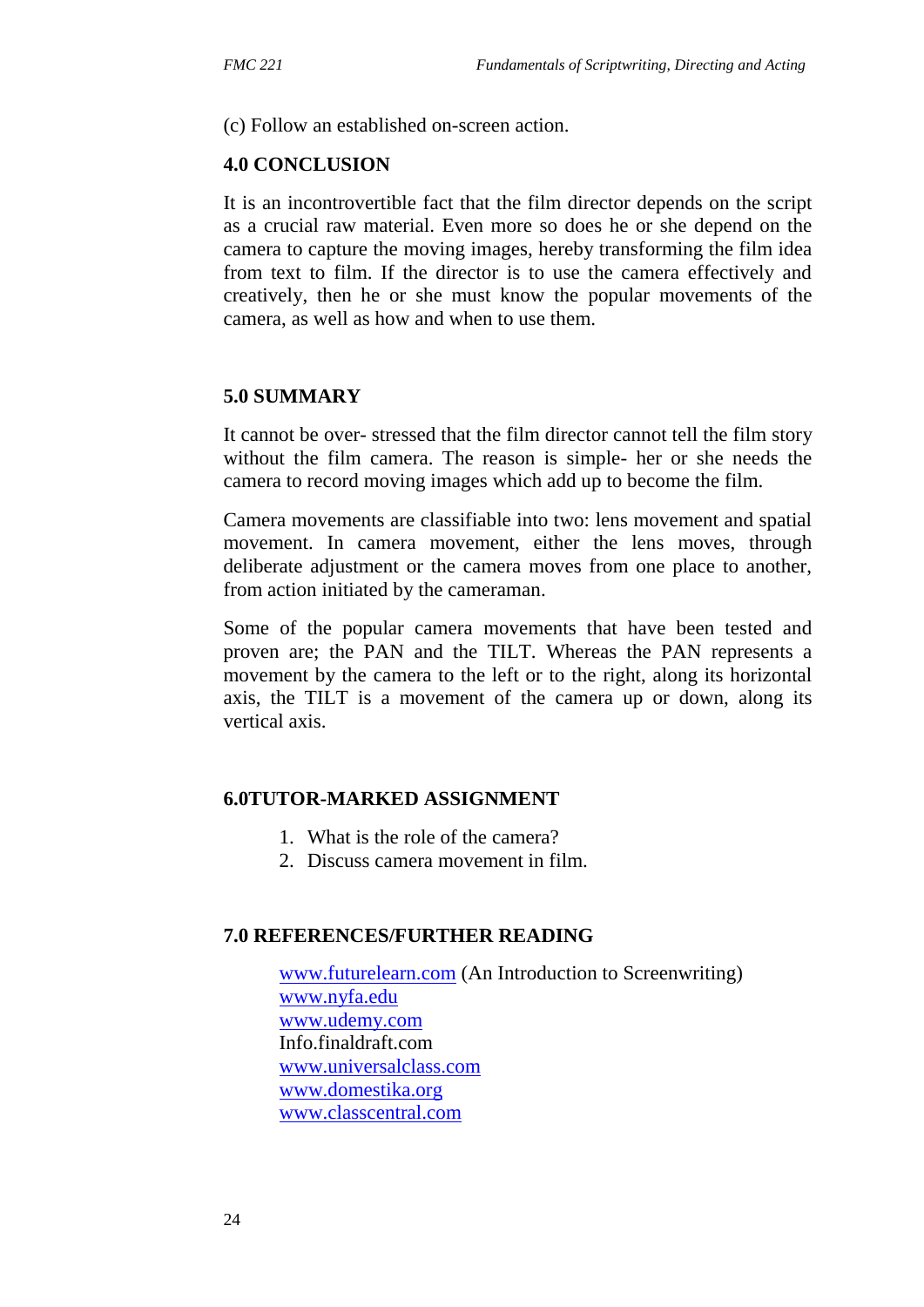(c) Follow an established on-screen action.

## 4.0 CONCLUSION

It is an incontrovertible fact that the film director depends on the script as a crucial raw material. Even more so does he or she depend on the camera to capture the moving images, hereby transforming the film idea from text to film. If the director is to use the camera effectively and creatively, then he or she must know the popular movements of the camera, as well as how and when to use them.

## 5.0 SUMMARY

It cannot be over- stressed that the film director cannot tell the film story without the film camera. The reason is simple- her or she needs the camera to record moving images which add up to become the film.

Camera movements are classifiable into two: lens movement and spatial movement. In camera movement, either the lens moves, through deliberate adjustment or the camera moves from one place to another, from action initiated by the cameraman.

Some of the popular camera movements that have been tested and proven are; the PAN and the TILT. Whereas the PAN represents a movement by the camera to the left or to the right, along its horizontal axis, the TILT is a movement of the camera up or down, along its vertical axis.

## 6.0TUTOR-MARKED ASSIGNMENT

1. What is the role of the camera?
2. Discuss camera movement in film.

## 7.0 REFERENCES/FURTHER READING

www.futurelearn.com (An Introduction to Screenwriting)
www.nyfa.edu
www.udemy.com
Info.finaldraft.com
www.universalclass.com
www.domestika.org
www.classcentral.com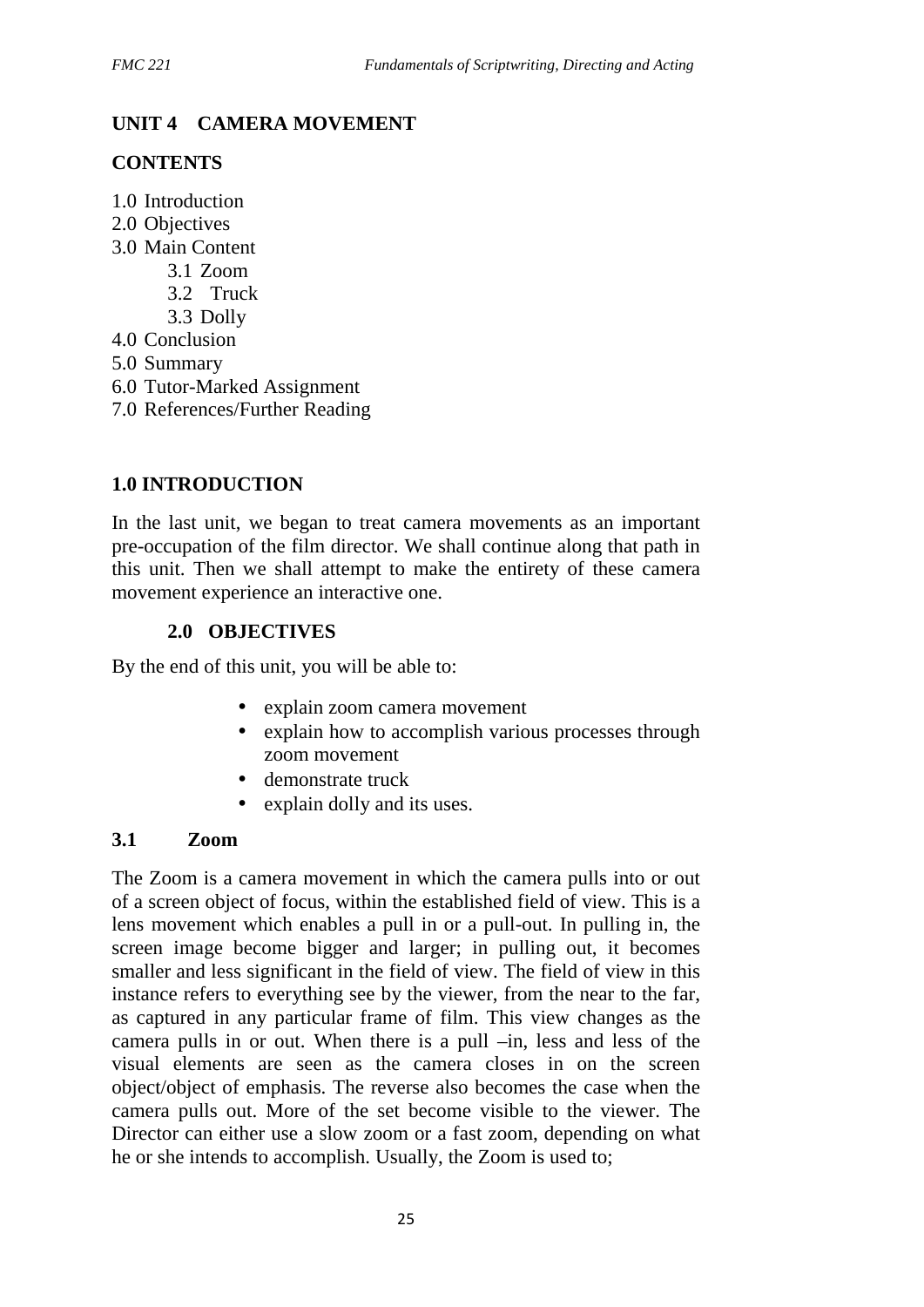## UNIT 4 CAMERA MOVEMENT

### CONTENTS

1.0 Introduction
2.0 Objectives
3.0 Main Content
    3.1 Zoom
    3.2 Truck
    3.3 Dolly
4.0 Conclusion
5.0 Summary
6.0 Tutor-Marked Assignment
7.0 References/Further Reading

### 1.0 INTRODUCTION

In the last unit, we began to treat camera movements as an important pre-occupation of the film director. We shall continue along that path in this unit. Then we shall attempt to make the entirety of these camera movement experience an interactive one.

### 2.0 OBJECTIVES

By the end of this unit, you will be able to:

- explain zoom camera movement
- explain how to accomplish various processes through zoom movement
- demonstrate truck
- explain dolly and its uses.

### 3.1 Zoom

The Zoom is a camera movement in which the camera pulls into or out of a screen object of focus, within the established field of view. This is a lens movement which enables a pull in or a pull-out. In pulling in, the screen image become bigger and larger; in pulling out, it becomes smaller and less significant in the field of view. The field of view in this instance refers to everything see by the viewer, from the near to the far, as captured in any particular frame of film. This view changes as the camera pulls in or out. When there is a pull –in, less and less of the visual elements are seen as the camera closes in on the screen object/object of emphasis. The reverse also becomes the case when the camera pulls out. More of the set become visible to the viewer. The Director can either use a slow zoom or a fast zoom, depending on what he or she intends to accomplish. Usually, the Zoom is used to;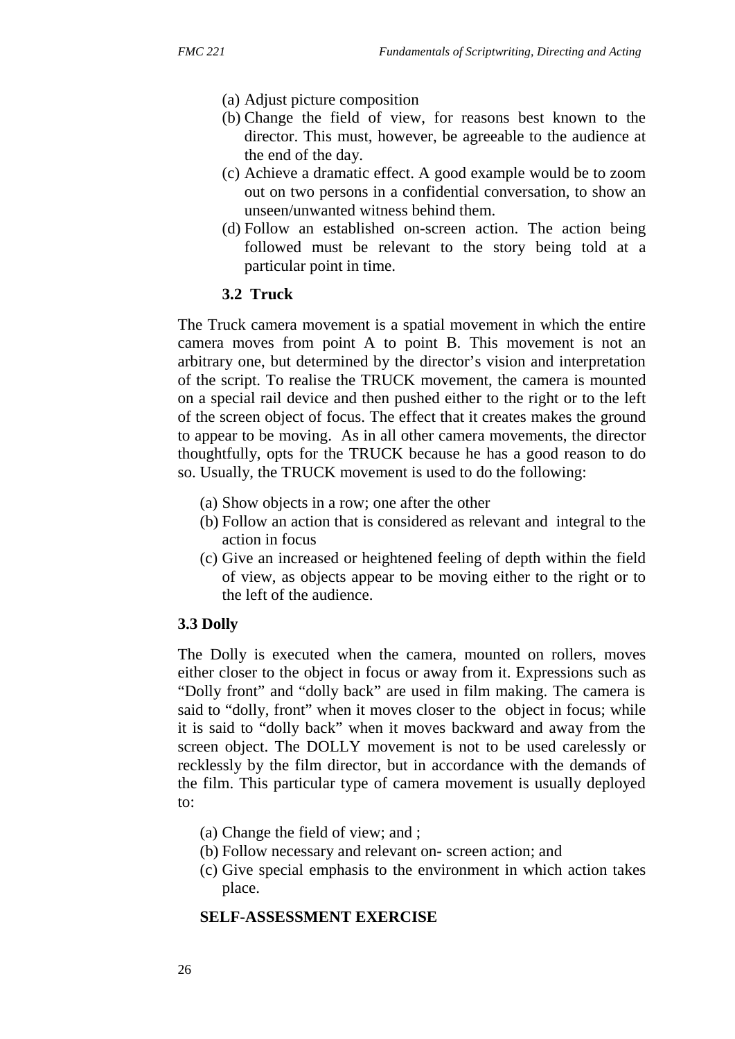(a) Adjust picture composition
(b) Change the field of view, for reasons best known to the director. This must, however, be agreeable to the audience at the end of the day.
(c) Achieve a dramatic effect. A good example would be to zoom out on two persons in a confidential conversation, to show an unseen/unwanted witness behind them.
(d) Follow an established on-screen action. The action being followed must be relevant to the story being told at a particular point in time.

### 3.2 Truck

The Truck camera movement is a spatial movement in which the entire camera moves from point A to point B. This movement is not an arbitrary one, but determined by the director's vision and interpretation of the script. To realise the TRUCK movement, the camera is mounted on a special rail device and then pushed either to the right or to the left of the screen object of focus. The effect that it creates makes the ground to appear to be moving. As in all other camera movements, the director thoughtfully, opts for the TRUCK because he has a good reason to do so. Usually, the TRUCK movement is used to do the following:

(a) Show objects in a row; one after the other
(b) Follow an action that is considered as relevant and integral to the action in focus
(c) Give an increased or heightened feeling of depth within the field of view, as objects appear to be moving either to the right or to the left of the audience.

### 3.3 Dolly

The Dolly is executed when the camera, mounted on rollers, moves either closer to the object in focus or away from it. Expressions such as "Dolly front" and "dolly back" are used in film making. The camera is said to "dolly, front" when it moves closer to the object in focus; while it is said to "dolly back" when it moves backward and away from the screen object. The DOLLY movement is not to be used carelessly or recklessly by the film director, but in accordance with the demands of the film. This particular type of camera movement is usually deployed to:

(a) Change the field of view; and ;
(b) Follow necessary and relevant on- screen action; and
(c) Give special emphasis to the environment in which action takes place.

**SELF-ASSESSMENT EXERCISE**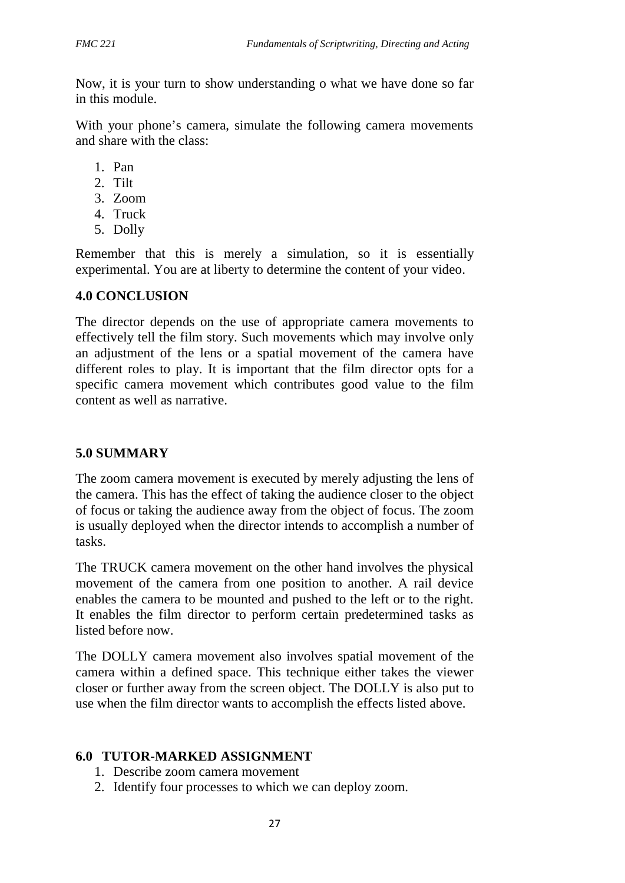Now, it is your turn to show understanding o what we have done so far in this module.

With your phone's camera, simulate the following camera movements and share with the class:

1. Pan
2. Tilt
3. Zoom
4. Truck
5. Dolly

Remember that this is merely a simulation, so it is essentially experimental. You are at liberty to determine the content of your video.

## 4.0 CONCLUSION

The director depends on the use of appropriate camera movements to effectively tell the film story. Such movements which may involve only an adjustment of the lens or a spatial movement of the camera have different roles to play. It is important that the film director opts for a specific camera movement which contributes good value to the film content as well as narrative.

## 5.0 SUMMARY

The zoom camera movement is executed by merely adjusting the lens of the camera. This has the effect of taking the audience closer to the object of focus or taking the audience away from the object of focus. The zoom is usually deployed when the director intends to accomplish a number of tasks.

The TRUCK camera movement on the other hand involves the physical movement of the camera from one position to another. A rail device enables the camera to be mounted and pushed to the left or to the right. It enables the film director to perform certain predetermined tasks as listed before now.

The DOLLY camera movement also involves spatial movement of the camera within a defined space. This technique either takes the viewer closer or further away from the screen object. The DOLLY is also put to use when the film director wants to accomplish the effects listed above.

## 6.0 TUTOR-MARKED ASSIGNMENT

1. Describe zoom camera movement
2. Identify four processes to which we can deploy zoom.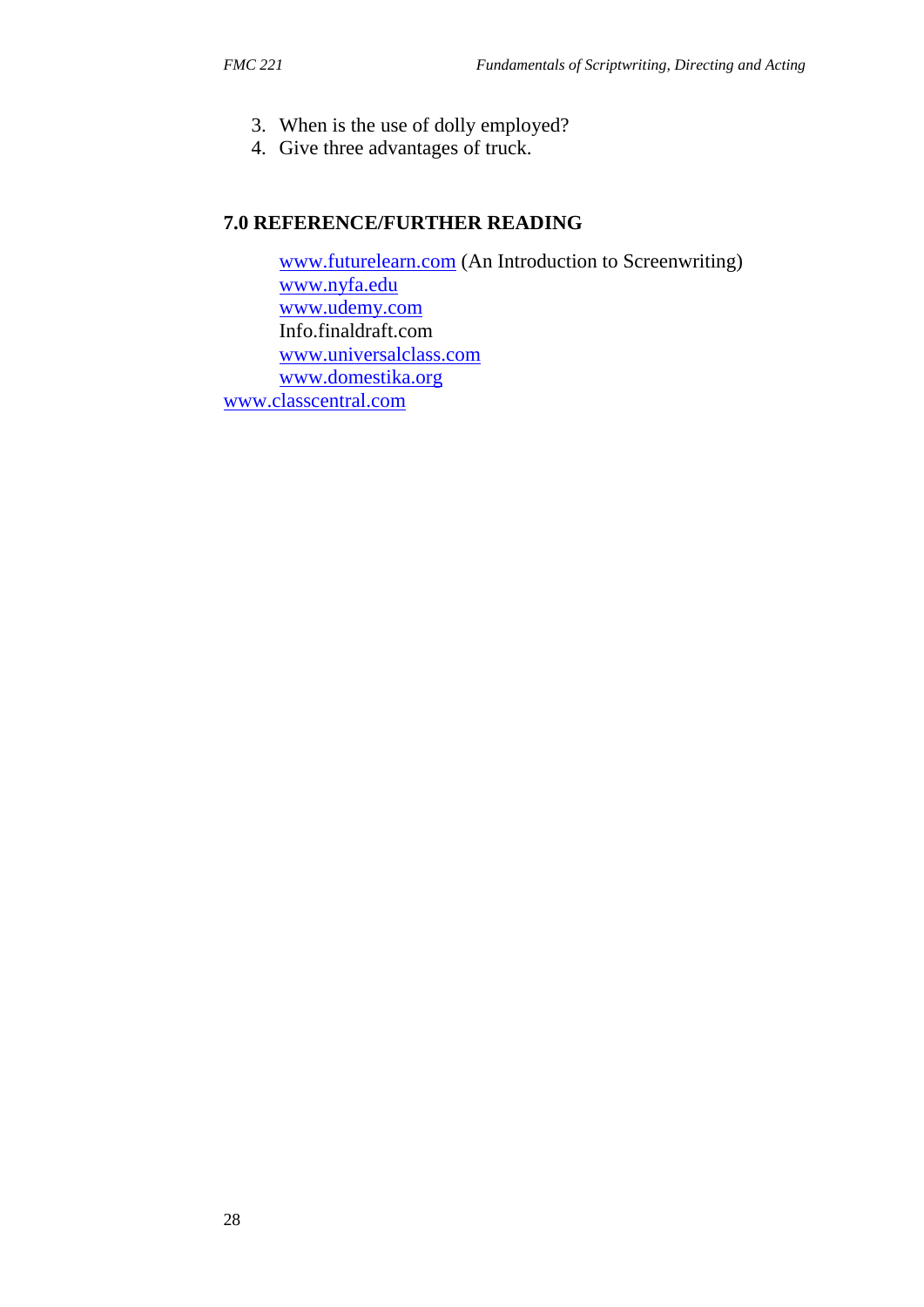3. When is the use of dolly employed?
4. Give three advantages of truck.

## 7.0 REFERENCE/FURTHER READING

www.futurelearn.com (An Introduction to Screenwriting)
www.nyfa.edu
www.udemy.com
Info.finaldraft.com
www.universalclass.com
www.domestika.org
www.classcentral.com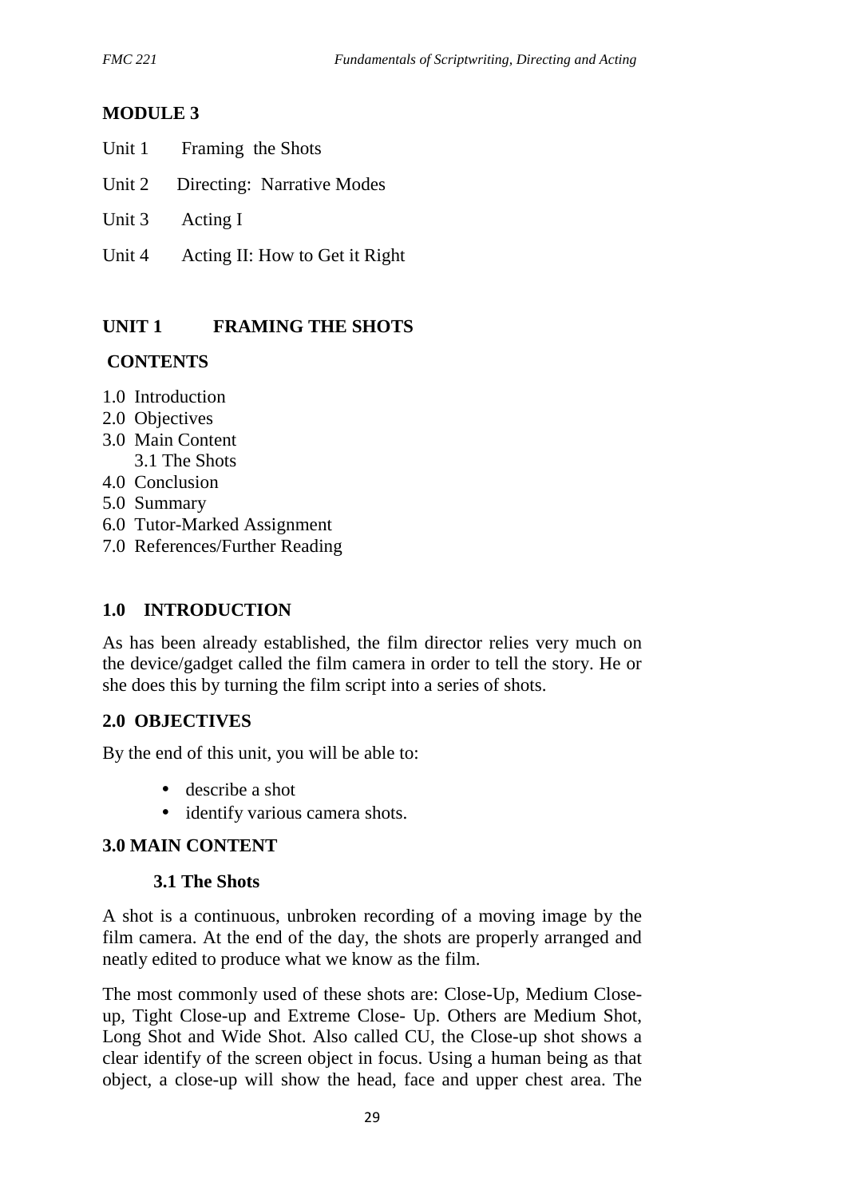## MODULE 3

Unit 1 Framing the Shots

Unit 2 Directing: Narrative Modes

Unit 3 Acting I

Unit 4 Acting II: How to Get it Right

## UNIT 1 FRAMING THE SHOTS

### CONTENTS

1.0 Introduction
2.0 Objectives
3.0 Main Content
    3.1 The Shots
4.0 Conclusion
5.0 Summary
6.0 Tutor-Marked Assignment
7.0 References/Further Reading

## 1.0 INTRODUCTION

As has been already established, the film director relies very much on the device/gadget called the film camera in order to tell the story. He or she does this by turning the film script into a series of shots.

## 2.0 OBJECTIVES

By the end of this unit, you will be able to:

- describe a shot
- identify various camera shots.

## 3.0 MAIN CONTENT

### 3.1 The Shots

A shot is a continuous, unbroken recording of a moving image by the film camera. At the end of the day, the shots are properly arranged and neatly edited to produce what we know as the film.

The most commonly used of these shots are: Close-Up, Medium Close-up, Tight Close-up and Extreme Close- Up. Others are Medium Shot, Long Shot and Wide Shot. Also called CU, the Close-up shot shows a clear identify of the screen object in focus. Using a human being as that object, a close-up will show the head, face and upper chest area. The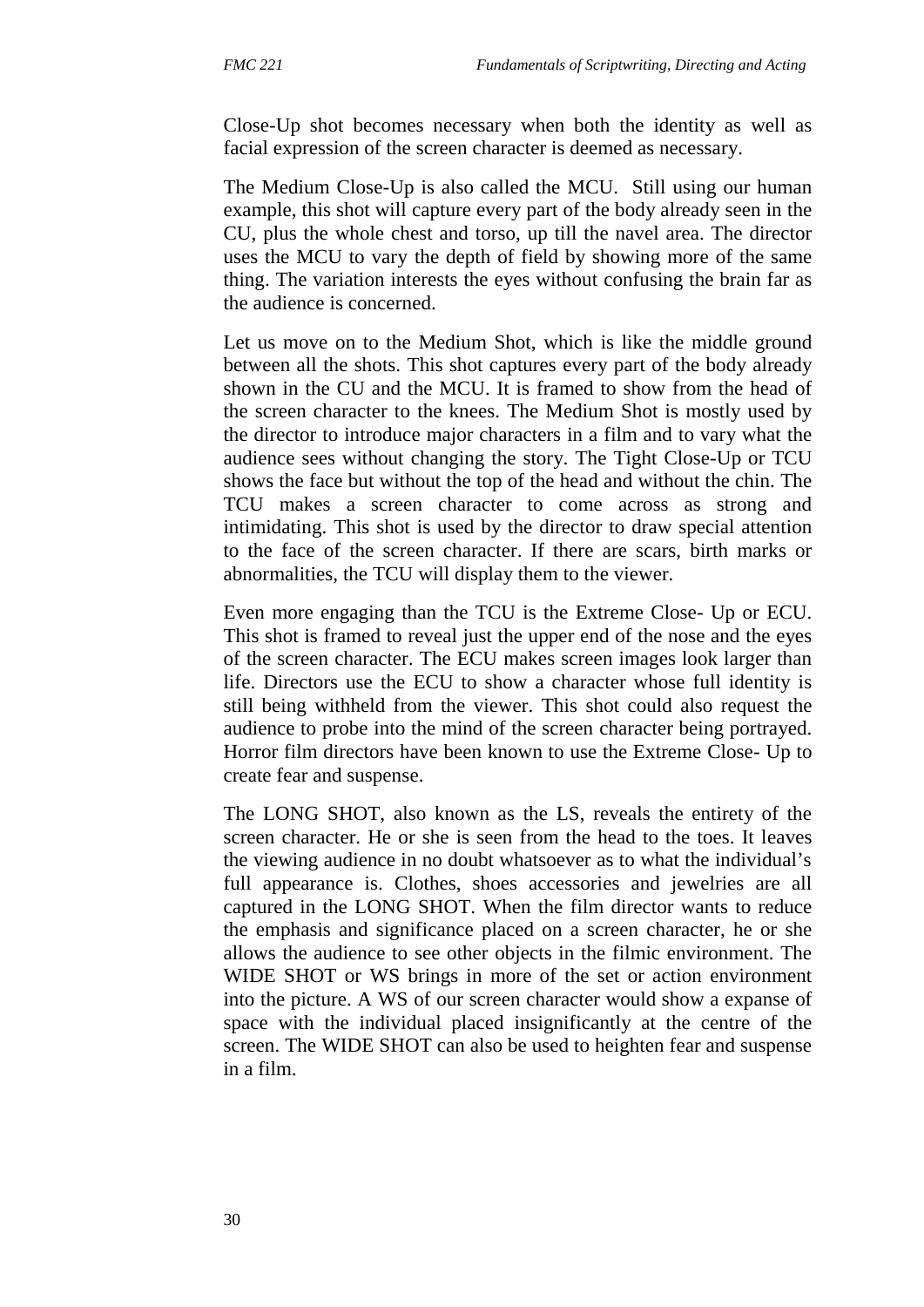Close-Up shot becomes necessary when both the identity as well as facial expression of the screen character is deemed as necessary.

The Medium Close-Up is also called the MCU. Still using our human example, this shot will capture every part of the body already seen in the CU, plus the whole chest and torso, up till the navel area. The director uses the MCU to vary the depth of field by showing more of the same thing. The variation interests the eyes without confusing the brain far as the audience is concerned.

Let us move on to the Medium Shot, which is like the middle ground between all the shots. This shot captures every part of the body already shown in the CU and the MCU. It is framed to show from the head of the screen character to the knees. The Medium Shot is mostly used by the director to introduce major characters in a film and to vary what the audience sees without changing the story. The Tight Close-Up or TCU shows the face but without the top of the head and without the chin. The TCU makes a screen character to come across as strong and intimidating. This shot is used by the director to draw special attention to the face of the screen character. If there are scars, birth marks or abnormalities, the TCU will display them to the viewer.

Even more engaging than the TCU is the Extreme Close- Up or ECU. This shot is framed to reveal just the upper end of the nose and the eyes of the screen character. The ECU makes screen images look larger than life. Directors use the ECU to show a character whose full identity is still being withheld from the viewer. This shot could also request the audience to probe into the mind of the screen character being portrayed. Horror film directors have been known to use the Extreme Close- Up to create fear and suspense.

The LONG SHOT, also known as the LS, reveals the entirety of the screen character. He or she is seen from the head to the toes. It leaves the viewing audience in no doubt whatsoever as to what the individual's full appearance is. Clothes, shoes accessories and jewelries are all captured in the LONG SHOT. When the film director wants to reduce the emphasis and significance placed on a screen character, he or she allows the audience to see other objects in the filmic environment. The WIDE SHOT or WS brings in more of the set or action environment into the picture. A WS of our screen character would show a expanse of space with the individual placed insignificantly at the centre of the screen. The WIDE SHOT can also be used to heighten fear and suspense in a film.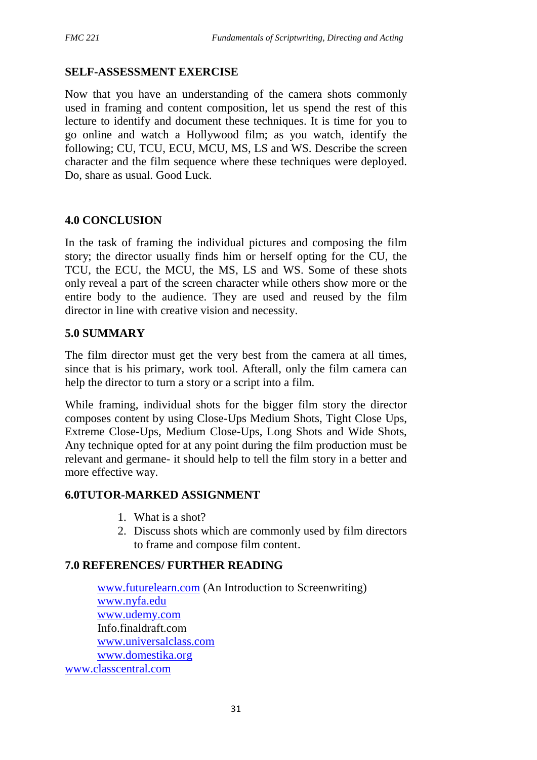## SELF-ASSESSMENT EXERCISE

Now that you have an understanding of the camera shots commonly used in framing and content composition, let us spend the rest of this lecture to identify and document these techniques. It is time for you to go online and watch a Hollywood film; as you watch, identify the following; CU, TCU, ECU, MCU, MS, LS and WS. Describe the screen character and the film sequence where these techniques were deployed. Do, share as usual. Good Luck.

## 4.0 CONCLUSION

In the task of framing the individual pictures and composing the film story; the director usually finds him or herself opting for the CU, the TCU, the ECU, the MCU, the MS, LS and WS. Some of these shots only reveal a part of the screen character while others show more or the entire body to the audience. They are used and reused by the film director in line with creative vision and necessity.

## 5.0 SUMMARY

The film director must get the very best from the camera at all times, since that is his primary, work tool. Afterall, only the film camera can help the director to turn a story or a script into a film.

While framing, individual shots for the bigger film story the director composes content by using Close-Ups Medium Shots, Tight Close Ups, Extreme Close-Ups, Medium Close-Ups, Long Shots and Wide Shots, Any technique opted for at any point during the film production must be relevant and germane- it should help to tell the film story in a better and more effective way.

## 6.0TUTOR-MARKED ASSIGNMENT

1. What is a shot?
2. Discuss shots which are commonly used by film directors to frame and compose film content.

## 7.0 REFERENCES/ FURTHER READING

www.futurelearn.com (An Introduction to Screenwriting)
www.nyfa.edu
www.udemy.com
Info.finaldraft.com
www.universalclass.com
www.domestika.org
www.classcentral.com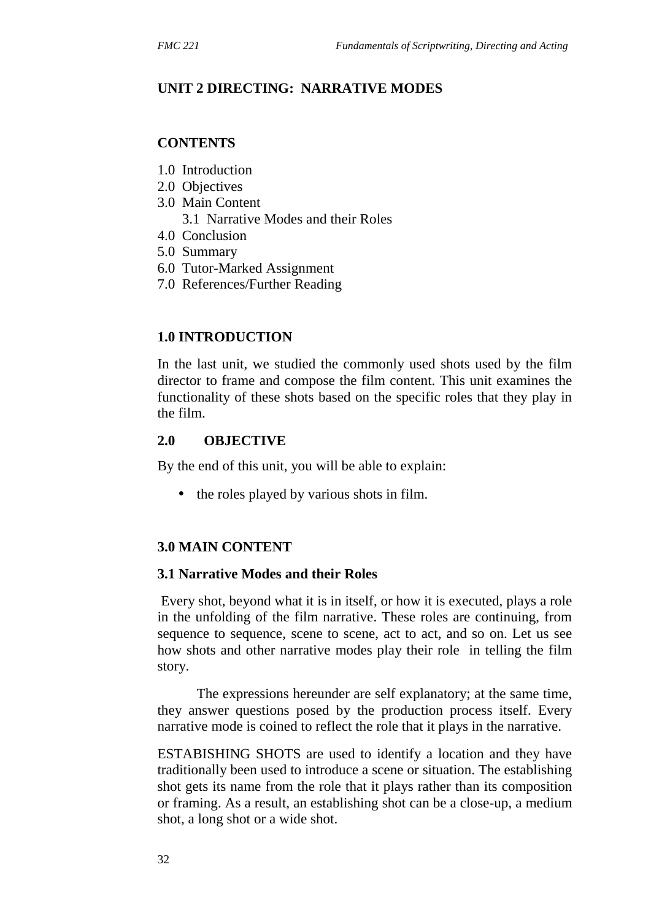## UNIT 2 DIRECTING: NARRATIVE MODES

**CONTENTS**

1.0 Introduction
2.0 Objectives
3.0 Main Content
   3.1 Narrative Modes and their Roles
4.0 Conclusion
5.0 Summary
6.0 Tutor-Marked Assignment
7.0 References/Further Reading

### 1.0 INTRODUCTION

In the last unit, we studied the commonly used shots used by the film director to frame and compose the film content. This unit examines the functionality of these shots based on the specific roles that they play in the film.

### 2.0 OBJECTIVE

By the end of this unit, you will be able to explain:

- the roles played by various shots in film.

### 3.0 MAIN CONTENT

#### 3.1 Narrative Modes and their Roles

Every shot, beyond what it is in itself, or how it is executed, plays a role in the unfolding of the film narrative. These roles are continuing, from sequence to sequence, scene to scene, act to act, and so on. Let us see how shots and other narrative modes play their role in telling the film story.

The expressions hereunder are self explanatory; at the same time, they answer questions posed by the production process itself. Every narrative mode is coined to reflect the role that it plays in the narrative.

ESTABISHING SHOTS are used to identify a location and they have traditionally been used to introduce a scene or situation. The establishing shot gets its name from the role that it plays rather than its composition or framing. As a result, an establishing shot can be a close-up, a medium shot, a long shot or a wide shot.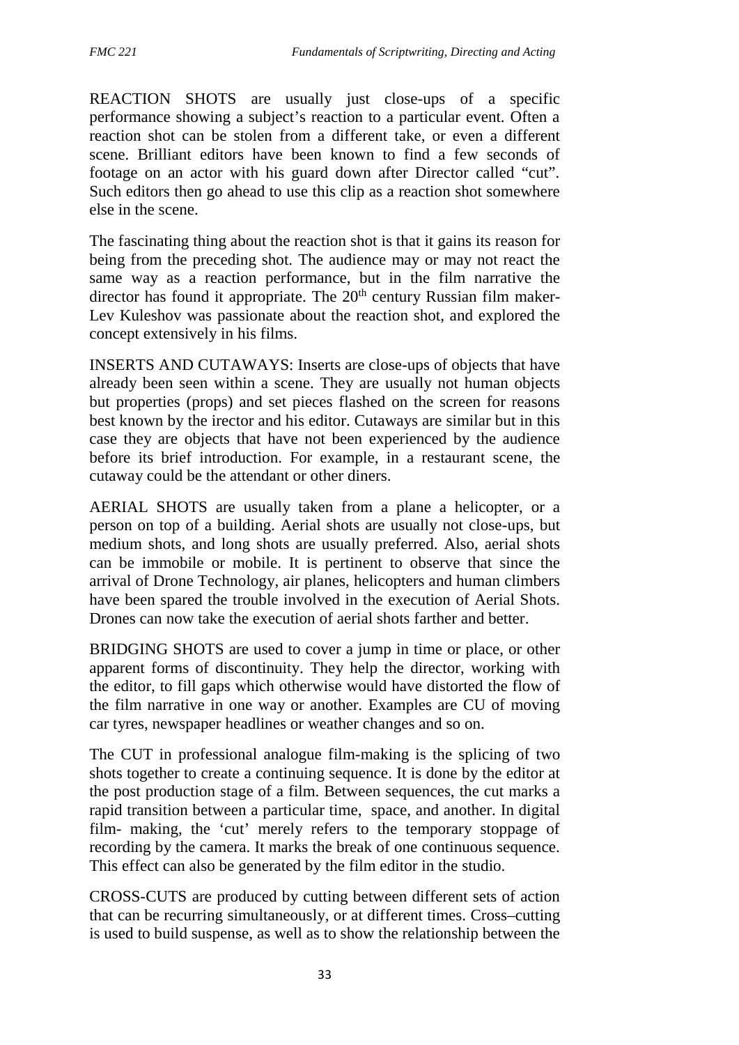REACTION SHOTS are usually just close-ups of a specific performance showing a subject's reaction to a particular event. Often a reaction shot can be stolen from a different take, or even a different scene. Brilliant editors have been known to find a few seconds of footage on an actor with his guard down after Director called "cut". Such editors then go ahead to use this clip as a reaction shot somewhere else in the scene.

The fascinating thing about the reaction shot is that it gains its reason for being from the preceding shot. The audience may or may not react the same way as a reaction performance, but in the film narrative the director has found it appropriate. The 20th century Russian film maker- Lev Kuleshov was passionate about the reaction shot, and explored the concept extensively in his films.

INSERTS AND CUTAWAYS: Inserts are close-ups of objects that have already been seen within a scene. They are usually not human objects but properties (props) and set pieces flashed on the screen for reasons best known by the irector and his editor. Cutaways are similar but in this case they are objects that have not been experienced by the audience before its brief introduction. For example, in a restaurant scene, the cutaway could be the attendant or other diners.

AERIAL SHOTS are usually taken from a plane a helicopter, or a person on top of a building. Aerial shots are usually not close-ups, but medium shots, and long shots are usually preferred. Also, aerial shots can be immobile or mobile. It is pertinent to observe that since the arrival of Drone Technology, air planes, helicopters and human climbers have been spared the trouble involved in the execution of Aerial Shots. Drones can now take the execution of aerial shots farther and better.

BRIDGING SHOTS are used to cover a jump in time or place, or other apparent forms of discontinuity. They help the director, working with the editor, to fill gaps which otherwise would have distorted the flow of the film narrative in one way or another. Examples are CU of moving car tyres, newspaper headlines or weather changes and so on.

The CUT in professional analogue film-making is the splicing of two shots together to create a continuing sequence. It is done by the editor at the post production stage of a film. Between sequences, the cut marks a rapid transition between a particular time, space, and another. In digital film- making, the 'cut' merely refers to the temporary stoppage of recording by the camera. It marks the break of one continuous sequence. This effect can also be generated by the film editor in the studio.

CROSS-CUTS are produced by cutting between different sets of action that can be recurring simultaneously, or at different times. Cross–cutting is used to build suspense, as well as to show the relationship between the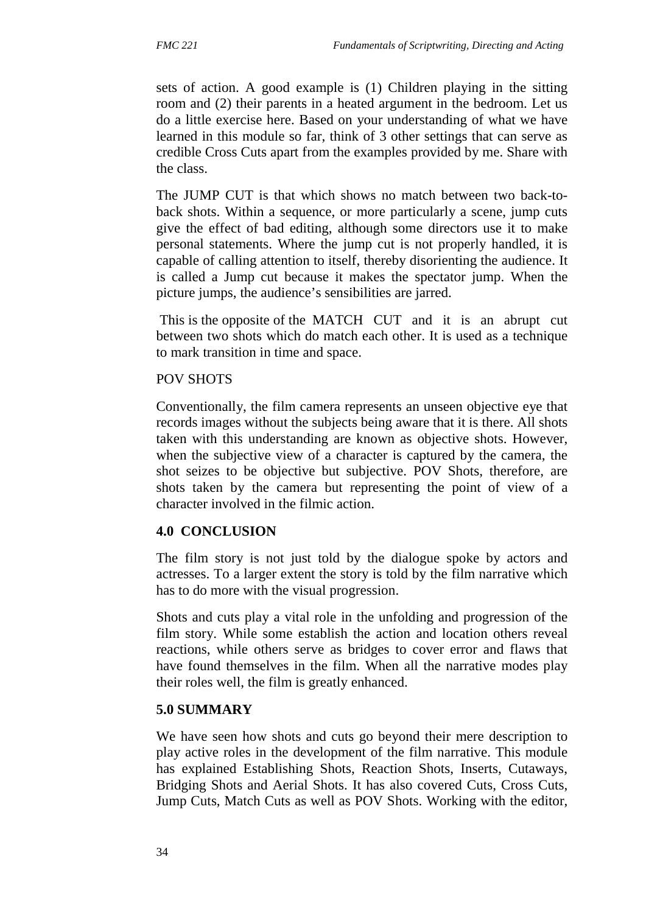sets of action. A good example is (1) Children playing in the sitting room and (2) their parents in a heated argument in the bedroom. Let us do a little exercise here. Based on your understanding of what we have learned in this module so far, think of 3 other settings that can serve as credible Cross Cuts apart from the examples provided by me. Share with the class.

The JUMP CUT is that which shows no match between two back-to-back shots. Within a sequence, or more particularly a scene, jump cuts give the effect of bad editing, although some directors use it to make personal statements. Where the jump cut is not properly handled, it is capable of calling attention to itself, thereby disorienting the audience. It is called a Jump cut because it makes the spectator jump. When the picture jumps, the audience's sensibilities are jarred.

This is the opposite of the MATCH CUT and it is an abrupt cut between two shots which do match each other. It is used as a technique to mark transition in time and space.

POV SHOTS

Conventionally, the film camera represents an unseen objective eye that records images without the subjects being aware that it is there. All shots taken with this understanding are known as objective shots. However, when the subjective view of a character is captured by the camera, the shot seizes to be objective but subjective. POV Shots, therefore, are shots taken by the camera but representing the point of view of a character involved in the filmic action.

## 4.0 CONCLUSION

The film story is not just told by the dialogue spoke by actors and actresses. To a larger extent the story is told by the film narrative which has to do more with the visual progression.

Shots and cuts play a vital role in the unfolding and progression of the film story. While some establish the action and location others reveal reactions, while others serve as bridges to cover error and flaws that have found themselves in the film. When all the narrative modes play their roles well, the film is greatly enhanced.

## 5.0 SUMMARY

We have seen how shots and cuts go beyond their mere description to play active roles in the development of the film narrative. This module has explained Establishing Shots, Reaction Shots, Inserts, Cutaways, Bridging Shots and Aerial Shots. It has also covered Cuts, Cross Cuts, Jump Cuts, Match Cuts as well as POV Shots. Working with the editor,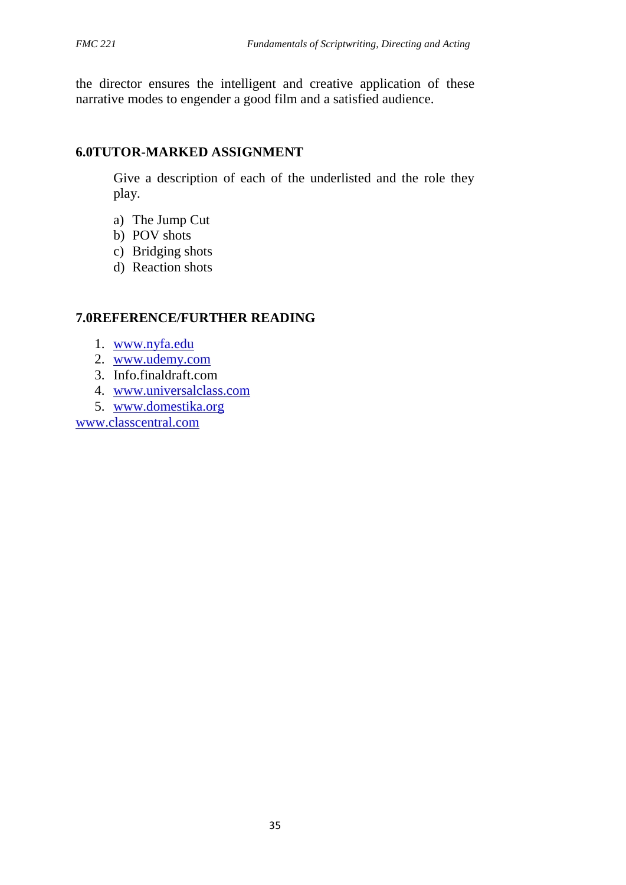the director ensures the intelligent and creative application of these narrative modes to engender a good film and a satisfied audience.

## 6.0TUTOR-MARKED ASSIGNMENT

Give a description of each of the underlisted and the role they play.

a) The Jump Cut
b) POV shots
c) Bridging shots
d) Reaction shots

## 7.0REFERENCE/FURTHER READING

1. www.nyfa.edu
2. www.udemy.com
3. Info.finaldraft.com
4. www.universalclass.com
5. www.domestika.org

www.classcentral.com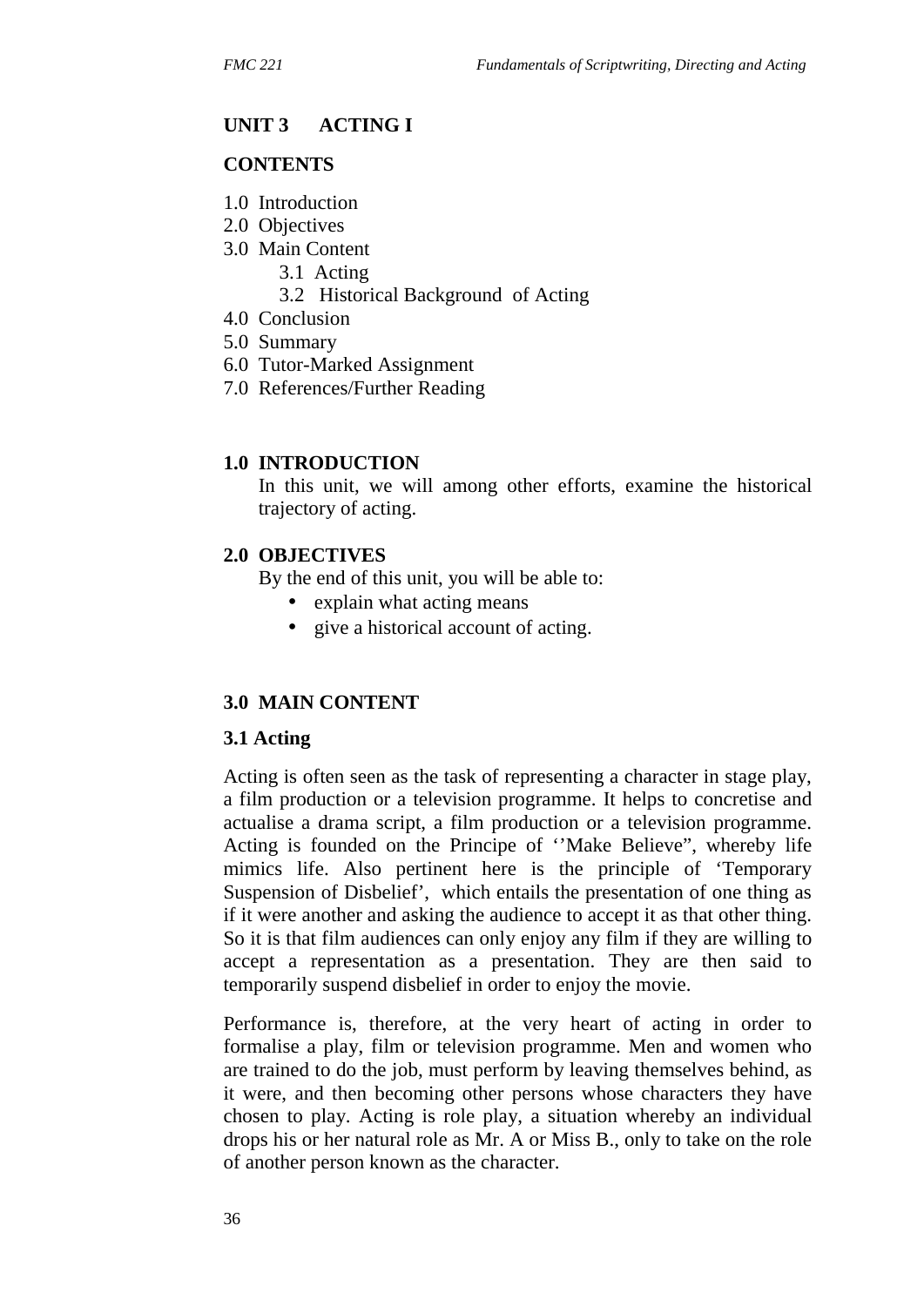## UNIT 3 ACTING I

**CONTENTS**

1.0 Introduction
2.0 Objectives
3.0 Main Content
    3.1 Acting
    3.2 Historical Background of Acting
4.0 Conclusion
5.0 Summary
6.0 Tutor-Marked Assignment
7.0 References/Further Reading

### 1.0 INTRODUCTION

In this unit, we will among other efforts, examine the historical trajectory of acting.

### 2.0 OBJECTIVES

By the end of this unit, you will be able to:

- explain what acting means
- give a historical account of acting.

### 3.0 MAIN CONTENT

#### 3.1 Acting

Acting is often seen as the task of representing a character in stage play, a film production or a television programme. It helps to concretise and actualise a drama script, a film production or a television programme. Acting is founded on the Principe of ‘’Make Believe”, whereby life mimics life. Also pertinent here is the principle of ‘Temporary Suspension of Disbelief’, which entails the presentation of one thing as if it were another and asking the audience to accept it as that other thing. So it is that film audiences can only enjoy any film if they are willing to accept a representation as a presentation. They are then said to temporarily suspend disbelief in order to enjoy the movie.

Performance is, therefore, at the very heart of acting in order to formalise a play, film or television programme. Men and women who are trained to do the job, must perform by leaving themselves behind, as it were, and then becoming other persons whose characters they have chosen to play. Acting is role play, a situation whereby an individual drops his or her natural role as Mr. A or Miss B., only to take on the role of another person known as the character.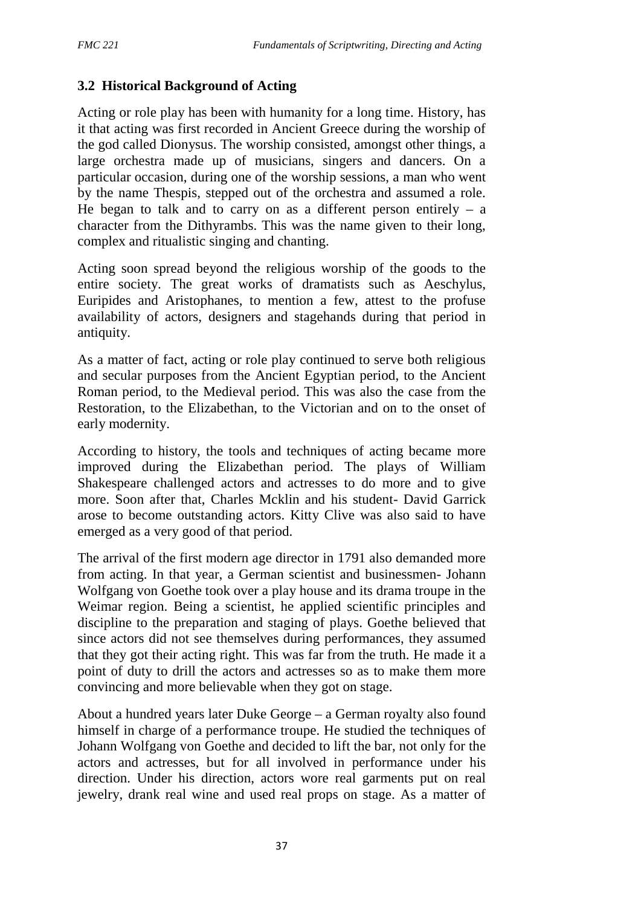### 3.2 Historical Background of Acting

Acting or role play has been with humanity for a long time. History, has it that acting was first recorded in Ancient Greece during the worship of the god called Dionysus. The worship consisted, amongst other things, a large orchestra made up of musicians, singers and dancers. On a particular occasion, during one of the worship sessions, a man who went by the name Thespis, stepped out of the orchestra and assumed a role. He began to talk and to carry on as a different person entirely – a character from the Dithyrambs. This was the name given to their long, complex and ritualistic singing and chanting.

Acting soon spread beyond the religious worship of the goods to the entire society. The great works of dramatists such as Aeschylus, Euripides and Aristophanes, to mention a few, attest to the profuse availability of actors, designers and stagehands during that period in antiquity.

As a matter of fact, acting or role play continued to serve both religious and secular purposes from the Ancient Egyptian period, to the Ancient Roman period, to the Medieval period. This was also the case from the Restoration, to the Elizabethan, to the Victorian and on to the onset of early modernity.

According to history, the tools and techniques of acting became more improved during the Elizabethan period. The plays of William Shakespeare challenged actors and actresses to do more and to give more. Soon after that, Charles Mcklin and his student- David Garrick arose to become outstanding actors. Kitty Clive was also said to have emerged as a very good of that period.

The arrival of the first modern age director in 1791 also demanded more from acting. In that year, a German scientist and businessmen- Johann Wolfgang von Goethe took over a play house and its drama troupe in the Weimar region. Being a scientist, he applied scientific principles and discipline to the preparation and staging of plays. Goethe believed that since actors did not see themselves during performances, they assumed that they got their acting right. This was far from the truth. He made it a point of duty to drill the actors and actresses so as to make them more convincing and more believable when they got on stage.

About a hundred years later Duke George – a German royalty also found himself in charge of a performance troupe. He studied the techniques of Johann Wolfgang von Goethe and decided to lift the bar, not only for the actors and actresses, but for all involved in performance under his direction. Under his direction, actors wore real garments put on real jewelry, drank real wine and used real props on stage. As a matter of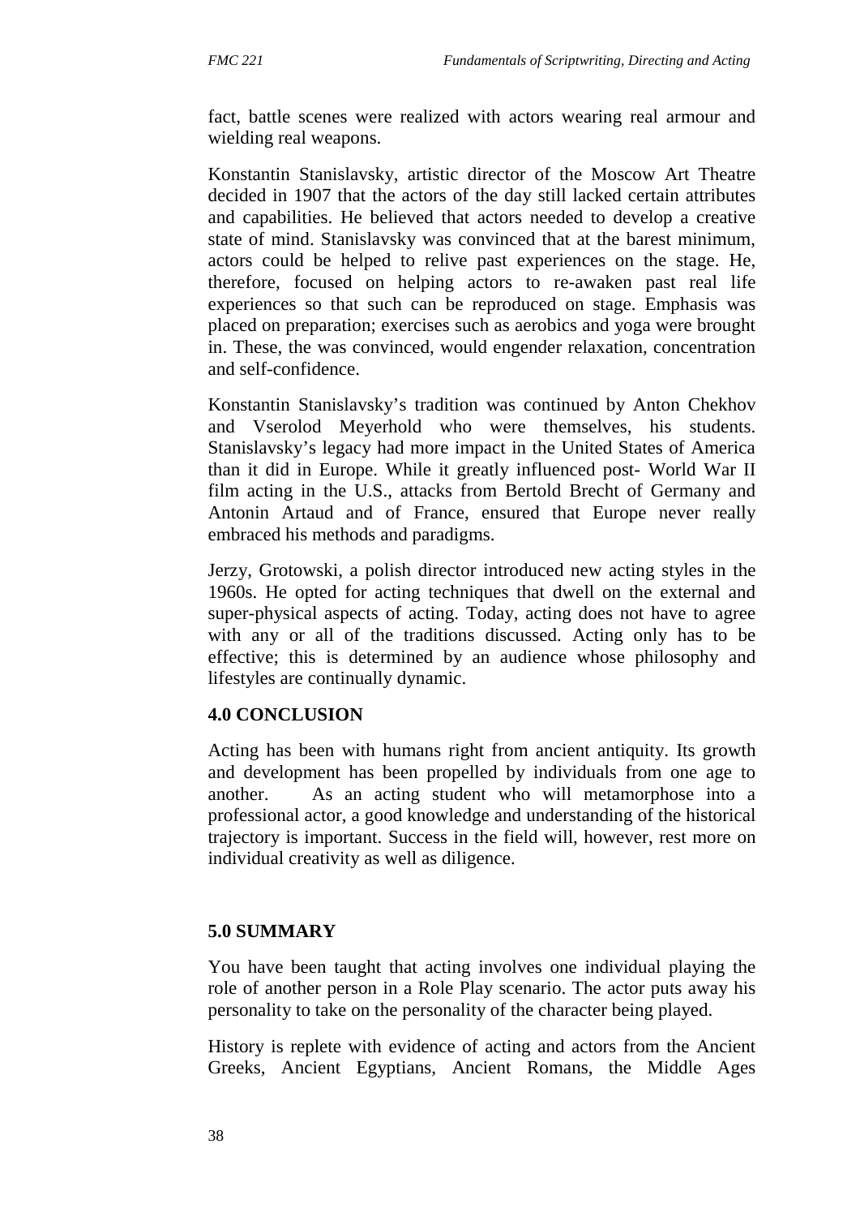fact, battle scenes were realized with actors wearing real armour and wielding real weapons.

Konstantin Stanislavsky, artistic director of the Moscow Art Theatre decided in 1907 that the actors of the day still lacked certain attributes and capabilities. He believed that actors needed to develop a creative state of mind. Stanislavsky was convinced that at the barest minimum, actors could be helped to relive past experiences on the stage. He, therefore, focused on helping actors to re-awaken past real life experiences so that such can be reproduced on stage. Emphasis was placed on preparation; exercises such as aerobics and yoga were brought in. These, the was convinced, would engender relaxation, concentration and self-confidence.

Konstantin Stanislavsky's tradition was continued by Anton Chekhov and Vserolod Meyerhold who were themselves, his students. Stanislavsky's legacy had more impact in the United States of America than it did in Europe. While it greatly influenced post- World War II film acting in the U.S., attacks from Bertold Brecht of Germany and Antonin Artaud and of France, ensured that Europe never really embraced his methods and paradigms.

Jerzy, Grotowski, a polish director introduced new acting styles in the 1960s. He opted for acting techniques that dwell on the external and super-physical aspects of acting. Today, acting does not have to agree with any or all of the traditions discussed. Acting only has to be effective; this is determined by an audience whose philosophy and lifestyles are continually dynamic.

## 4.0 CONCLUSION

Acting has been with humans right from ancient antiquity. Its growth and development has been propelled by individuals from one age to another. As an acting student who will metamorphose into a professional actor, a good knowledge and understanding of the historical trajectory is important. Success in the field will, however, rest more on individual creativity as well as diligence.

## 5.0 SUMMARY

You have been taught that acting involves one individual playing the role of another person in a Role Play scenario. The actor puts away his personality to take on the personality of the character being played.

History is replete with evidence of acting and actors from the Ancient Greeks, Ancient Egyptians, Ancient Romans, the Middle Ages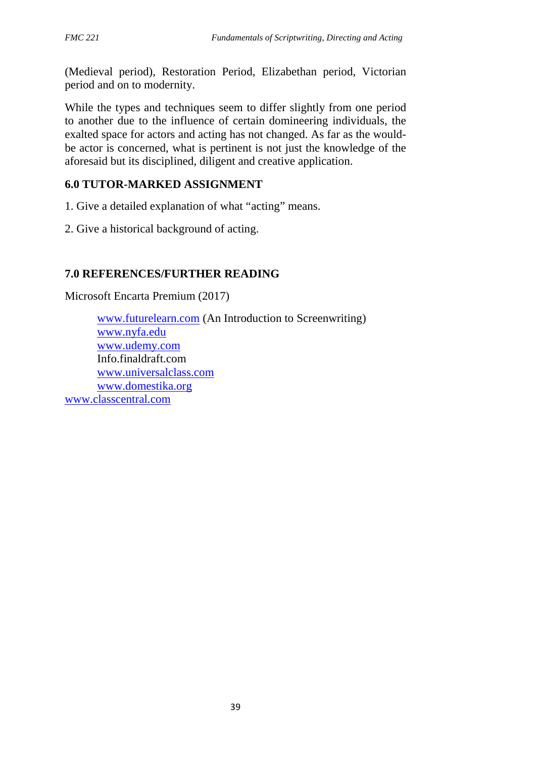(Medieval period), Restoration Period, Elizabethan period, Victorian period and on to modernity.

While the types and techniques seem to differ slightly from one period to another due to the influence of certain domineering individuals, the exalted space for actors and acting has not changed. As far as the would-be actor is concerned, what is pertinent is not just the knowledge of the aforesaid but its disciplined, diligent and creative application.

## 6.0 TUTOR-MARKED ASSIGNMENT

1. Give a detailed explanation of what "acting" means.
2. Give a historical background of acting.

## 7.0 REFERENCES/FURTHER READING

Microsoft Encarta Premium (2017)

www.futurelearn.com (An Introduction to Screenwriting)
www.nyfa.edu
www.udemy.com
Info.finaldraft.com
www.universalclass.com
www.domestika.org
www.classcentral.com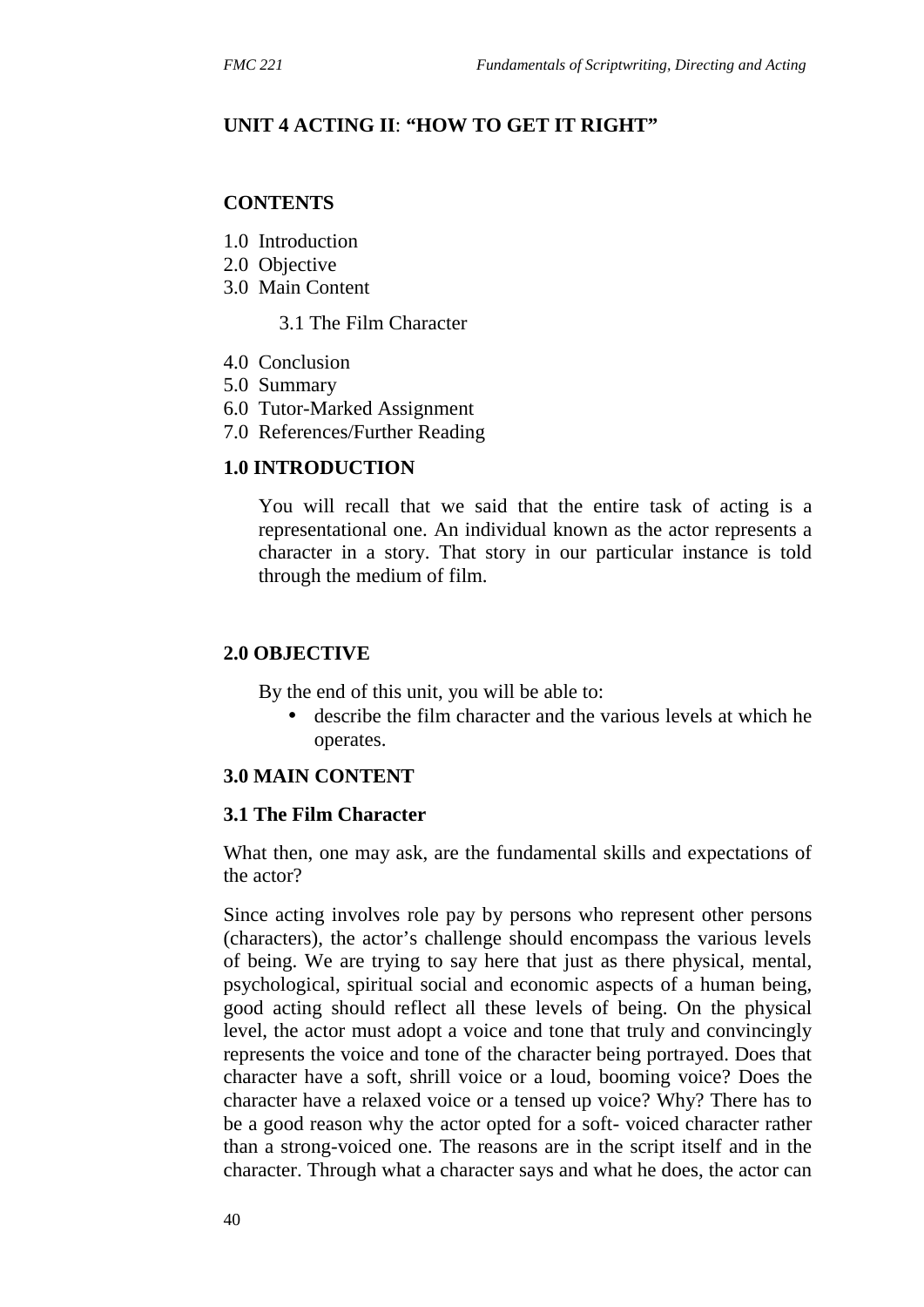## UNIT 4 ACTING II: "HOW TO GET IT RIGHT"

### CONTENTS

1.0 Introduction
2.0 Objective
3.0 Main Content

    3.1 The Film Character

4.0 Conclusion
5.0 Summary
6.0 Tutor-Marked Assignment
7.0 References/Further Reading

### 1.0 INTRODUCTION

You will recall that we said that the entire task of acting is a representational one. An individual known as the actor represents a character in a story. That story in our particular instance is told through the medium of film.

### 2.0 OBJECTIVE

By the end of this unit, you will be able to:

- describe the film character and the various levels at which he operates.

### 3.0 MAIN CONTENT

### 3.1 The Film Character

What then, one may ask, are the fundamental skills and expectations of the actor?

Since acting involves role pay by persons who represent other persons (characters), the actor's challenge should encompass the various levels of being. We are trying to say here that just as there physical, mental, psychological, spiritual social and economic aspects of a human being, good acting should reflect all these levels of being. On the physical level, the actor must adopt a voice and tone that truly and convincingly represents the voice and tone of the character being portrayed. Does that character have a soft, shrill voice or a loud, booming voice? Does the character have a relaxed voice or a tensed up voice? Why? There has to be a good reason why the actor opted for a soft- voiced character rather than a strong-voiced one. The reasons are in the script itself and in the character. Through what a character says and what he does, the actor can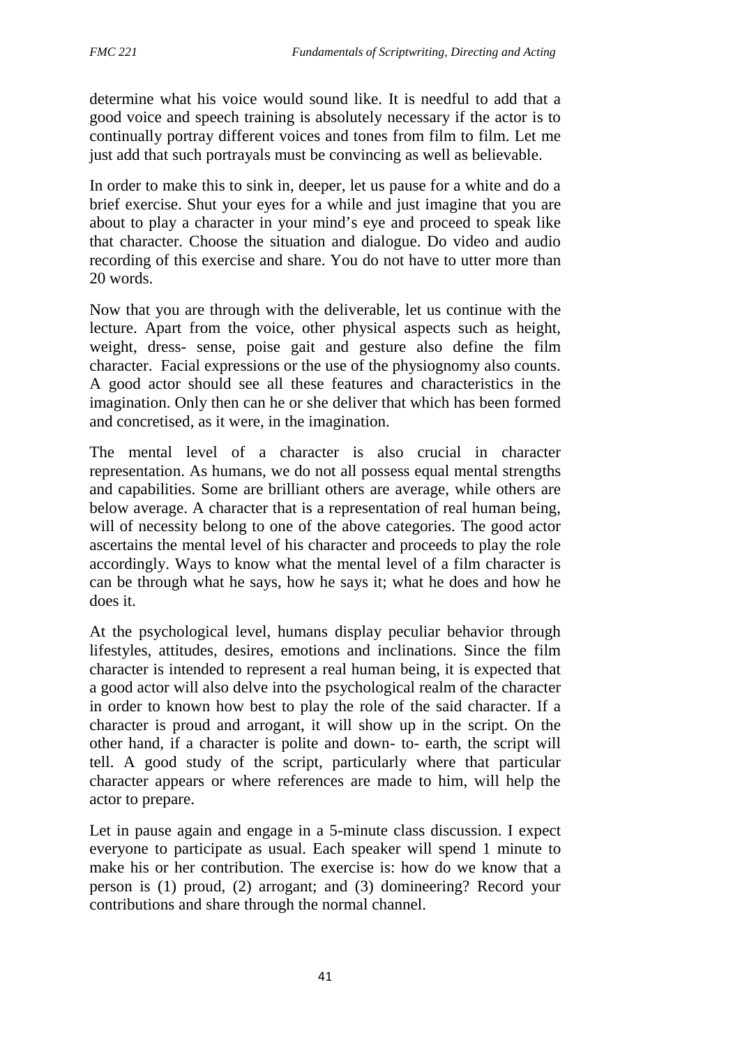determine what his voice would sound like. It is needful to add that a good voice and speech training is absolutely necessary if the actor is to continually portray different voices and tones from film to film. Let me just add that such portrayals must be convincing as well as believable.

In order to make this to sink in, deeper, let us pause for a white and do a brief exercise. Shut your eyes for a while and just imagine that you are about to play a character in your mind's eye and proceed to speak like that character. Choose the situation and dialogue. Do video and audio recording of this exercise and share. You do not have to utter more than 20 words.

Now that you are through with the deliverable, let us continue with the lecture. Apart from the voice, other physical aspects such as height, weight, dress- sense, poise gait and gesture also define the film character. Facial expressions or the use of the physiognomy also counts. A good actor should see all these features and characteristics in the imagination. Only then can he or she deliver that which has been formed and concretised, as it were, in the imagination.

The mental level of a character is also crucial in character representation. As humans, we do not all possess equal mental strengths and capabilities. Some are brilliant others are average, while others are below average. A character that is a representation of real human being, will of necessity belong to one of the above categories. The good actor ascertains the mental level of his character and proceeds to play the role accordingly. Ways to know what the mental level of a film character is can be through what he says, how he says it; what he does and how he does it.

At the psychological level, humans display peculiar behavior through lifestyles, attitudes, desires, emotions and inclinations. Since the film character is intended to represent a real human being, it is expected that a good actor will also delve into the psychological realm of the character in order to known how best to play the role of the said character. If a character is proud and arrogant, it will show up in the script. On the other hand, if a character is polite and down- to- earth, the script will tell. A good study of the script, particularly where that particular character appears or where references are made to him, will help the actor to prepare.

Let in pause again and engage in a 5-minute class discussion. I expect everyone to participate as usual. Each speaker will spend 1 minute to make his or her contribution. The exercise is: how do we know that a person is (1) proud, (2) arrogant; and (3) domineering? Record your contributions and share through the normal channel.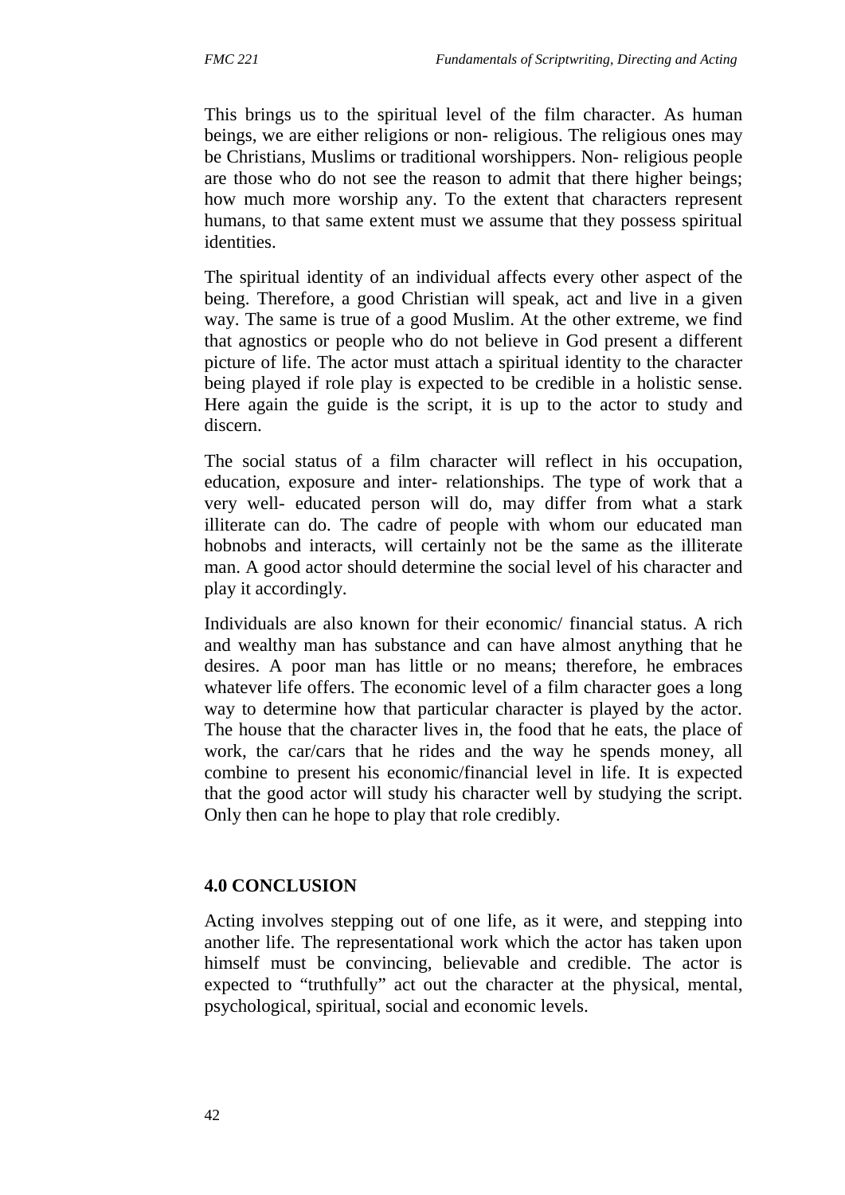This brings us to the spiritual level of the film character. As human beings, we are either religions or non- religious. The religious ones may be Christians, Muslims or traditional worshippers. Non- religious people are those who do not see the reason to admit that there higher beings; how much more worship any. To the extent that characters represent humans, to that same extent must we assume that they possess spiritual identities.

The spiritual identity of an individual affects every other aspect of the being. Therefore, a good Christian will speak, act and live in a given way. The same is true of a good Muslim. At the other extreme, we find that agnostics or people who do not believe in God present a different picture of life. The actor must attach a spiritual identity to the character being played if role play is expected to be credible in a holistic sense. Here again the guide is the script, it is up to the actor to study and discern.

The social status of a film character will reflect in his occupation, education, exposure and inter- relationships. The type of work that a very well- educated person will do, may differ from what a stark illiterate can do. The cadre of people with whom our educated man hobnobs and interacts, will certainly not be the same as the illiterate man. A good actor should determine the social level of his character and play it accordingly.

Individuals are also known for their economic/ financial status. A rich and wealthy man has substance and can have almost anything that he desires. A poor man has little or no means; therefore, he embraces whatever life offers. The economic level of a film character goes a long way to determine how that particular character is played by the actor. The house that the character lives in, the food that he eats, the place of work, the car/cars that he rides and the way he spends money, all combine to present his economic/financial level in life. It is expected that the good actor will study his character well by studying the script. Only then can he hope to play that role credibly.

## 4.0 CONCLUSION

Acting involves stepping out of one life, as it were, and stepping into another life. The representational work which the actor has taken upon himself must be convincing, believable and credible. The actor is expected to "truthfully" act out the character at the physical, mental, psychological, spiritual, social and economic levels.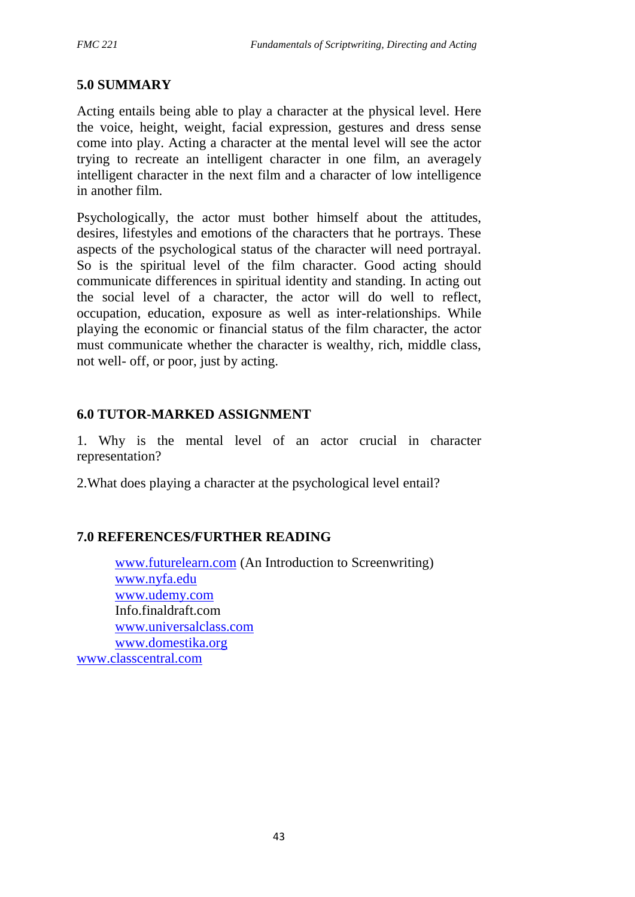## 5.0 SUMMARY

Acting entails being able to play a character at the physical level. Here the voice, height, weight, facial expression, gestures and dress sense come into play. Acting a character at the mental level will see the actor trying to recreate an intelligent character in one film, an averagely intelligent character in the next film and a character of low intelligence in another film.

Psychologically, the actor must bother himself about the attitudes, desires, lifestyles and emotions of the characters that he portrays. These aspects of the psychological status of the character will need portrayal. So is the spiritual level of the film character. Good acting should communicate differences in spiritual identity and standing. In acting out the social level of a character, the actor will do well to reflect, occupation, education, exposure as well as inter-relationships. While playing the economic or financial status of the film character, the actor must communicate whether the character is wealthy, rich, middle class, not well- off, or poor, just by acting.

## 6.0 TUTOR-MARKED ASSIGNMENT

1. Why is the mental level of an actor crucial in character representation?

2.What does playing a character at the psychological level entail?

## 7.0 REFERENCES/FURTHER READING

www.futurelearn.com (An Introduction to Screenwriting)
www.nyfa.edu
www.udemy.com
Info.finaldraft.com
www.universalclass.com
www.domestika.org
www.classcentral.com